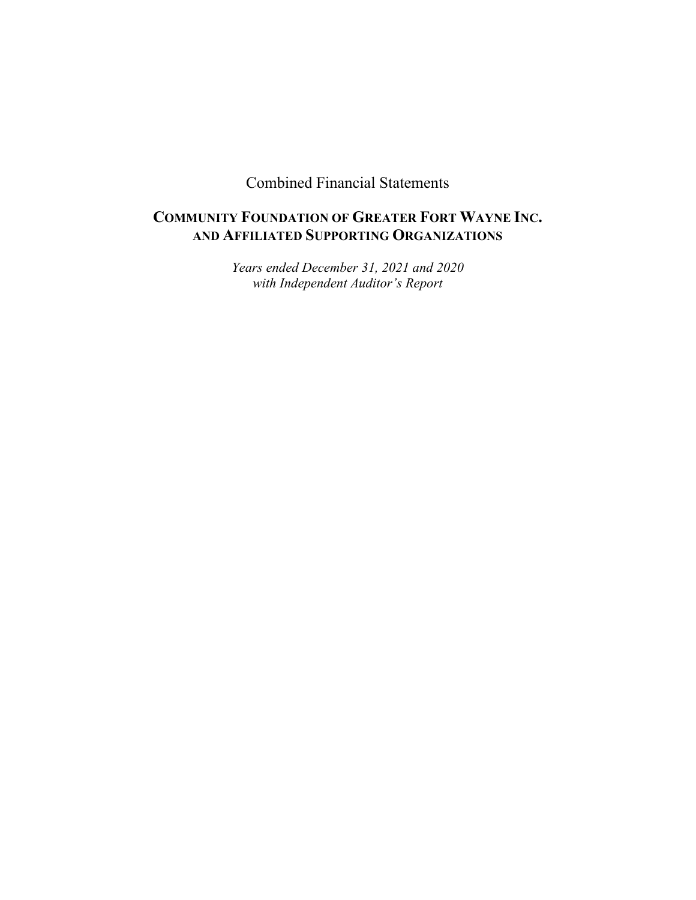# Combined Financial Statements

## Community Foundation of Greater Fort Wayne Inc. and Affiliated Supporting Organizations

*Years ended December 31, 2021 and 2020*
*with Independent Auditor's Report*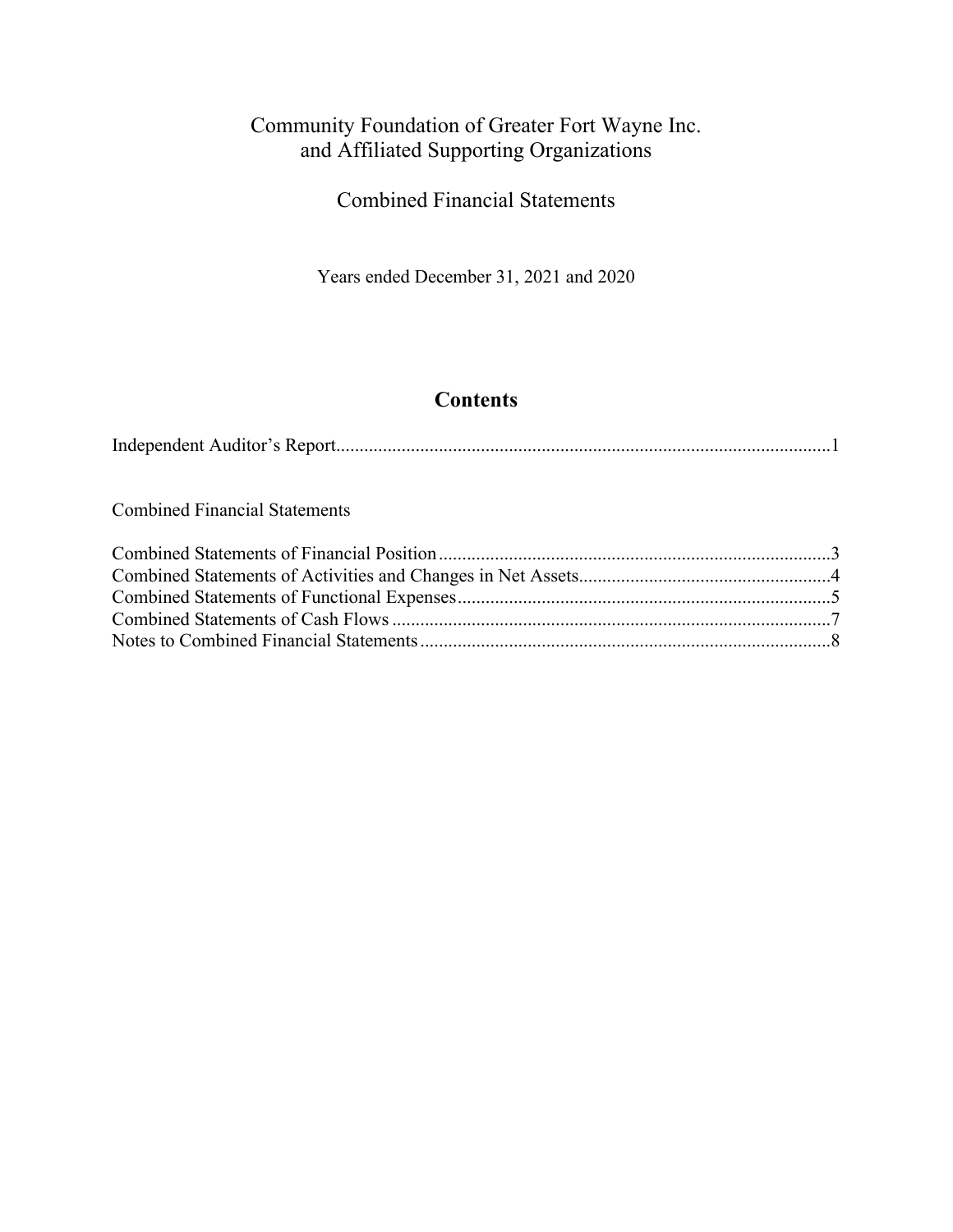# Community Foundation of Greater Fort Wayne Inc.
# and Affiliated Supporting Organizations

## Combined Financial Statements

Years ended December 31, 2021 and 2020

## Contents

Independent Auditor's Report .......... 1

Combined Financial Statements

Combined Statements of Financial Position .......... 3
Combined Statements of Activities and Changes in Net Assets .......... 4
Combined Statements of Functional Expenses .......... 5
Combined Statements of Cash Flows .......... 7
Notes to Combined Financial Statements .......... 8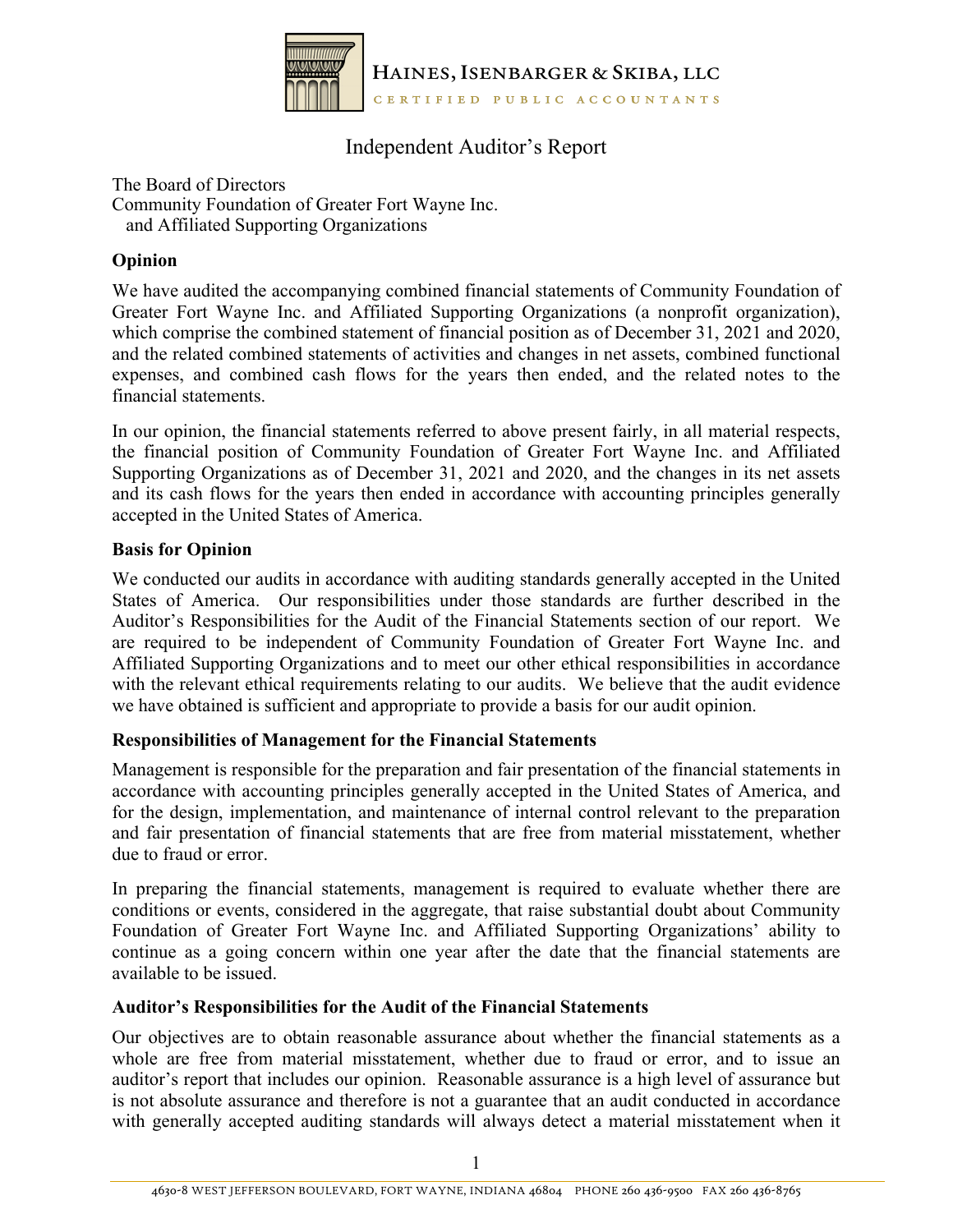Haines, Isenbarger & Skiba, LLC
CERTIFIED PUBLIC ACCOUNTANTS

# Independent Auditor's Report

The Board of Directors
Community Foundation of Greater Fort Wayne Inc.
and Affiliated Supporting Organizations

## Opinion

We have audited the accompanying combined financial statements of Community Foundation of Greater Fort Wayne Inc. and Affiliated Supporting Organizations (a nonprofit organization), which comprise the combined statement of financial position as of December 31, 2021 and 2020, and the related combined statements of activities and changes in net assets, combined functional expenses, and combined cash flows for the years then ended, and the related notes to the financial statements.

In our opinion, the financial statements referred to above present fairly, in all material respects, the financial position of Community Foundation of Greater Fort Wayne Inc. and Affiliated Supporting Organizations as of December 31, 2021 and 2020, and the changes in its net assets and its cash flows for the years then ended in accordance with accounting principles generally accepted in the United States of America.

## Basis for Opinion

We conducted our audits in accordance with auditing standards generally accepted in the United States of America. Our responsibilities under those standards are further described in the Auditor's Responsibilities for the Audit of the Financial Statements section of our report. We are required to be independent of Community Foundation of Greater Fort Wayne Inc. and Affiliated Supporting Organizations and to meet our other ethical responsibilities in accordance with the relevant ethical requirements relating to our audits. We believe that the audit evidence we have obtained is sufficient and appropriate to provide a basis for our audit opinion.

## Responsibilities of Management for the Financial Statements

Management is responsible for the preparation and fair presentation of the financial statements in accordance with accounting principles generally accepted in the United States of America, and for the design, implementation, and maintenance of internal control relevant to the preparation and fair presentation of financial statements that are free from material misstatement, whether due to fraud or error.

In preparing the financial statements, management is required to evaluate whether there are conditions or events, considered in the aggregate, that raise substantial doubt about Community Foundation of Greater Fort Wayne Inc. and Affiliated Supporting Organizations' ability to continue as a going concern within one year after the date that the financial statements are available to be issued.

## Auditor's Responsibilities for the Audit of the Financial Statements

Our objectives are to obtain reasonable assurance about whether the financial statements as a whole are free from material misstatement, whether due to fraud or error, and to issue an auditor's report that includes our opinion. Reasonable assurance is a high level of assurance but is not absolute assurance and therefore is not a guarantee that an audit conducted in accordance with generally accepted auditing standards will always detect a material misstatement when it

4630-8 West Jefferson Boulevard, Fort Wayne, Indiana 46804 Phone 260 436-9500 Fax 260 436-8765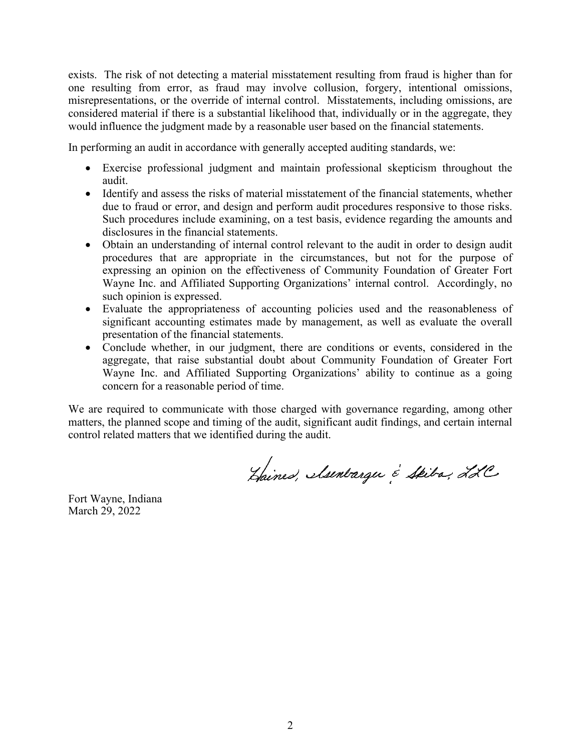exists. The risk of not detecting a material misstatement resulting from fraud is higher than for one resulting from error, as fraud may involve collusion, forgery, intentional omissions, misrepresentations, or the override of internal control. Misstatements, including omissions, are considered material if there is a substantial likelihood that, individually or in the aggregate, they would influence the judgment made by a reasonable user based on the financial statements.

In performing an audit in accordance with generally accepted auditing standards, we:

- Exercise professional judgment and maintain professional skepticism throughout the audit.
- Identify and assess the risks of material misstatement of the financial statements, whether due to fraud or error, and design and perform audit procedures responsive to those risks. Such procedures include examining, on a test basis, evidence regarding the amounts and disclosures in the financial statements.
- Obtain an understanding of internal control relevant to the audit in order to design audit procedures that are appropriate in the circumstances, but not for the purpose of expressing an opinion on the effectiveness of Community Foundation of Greater Fort Wayne Inc. and Affiliated Supporting Organizations' internal control. Accordingly, no such opinion is expressed.
- Evaluate the appropriateness of accounting policies used and the reasonableness of significant accounting estimates made by management, as well as evaluate the overall presentation of the financial statements.
- Conclude whether, in our judgment, there are conditions or events, considered in the aggregate, that raise substantial doubt about Community Foundation of Greater Fort Wayne Inc. and Affiliated Supporting Organizations' ability to continue as a going concern for a reasonable period of time.

We are required to communicate with those charged with governance regarding, among other matters, the planned scope and timing of the audit, significant audit findings, and certain internal control related matters that we identified during the audit.

Haines, Isenbarger & Skiba, LLC

Fort Wayne, Indiana
March 29, 2022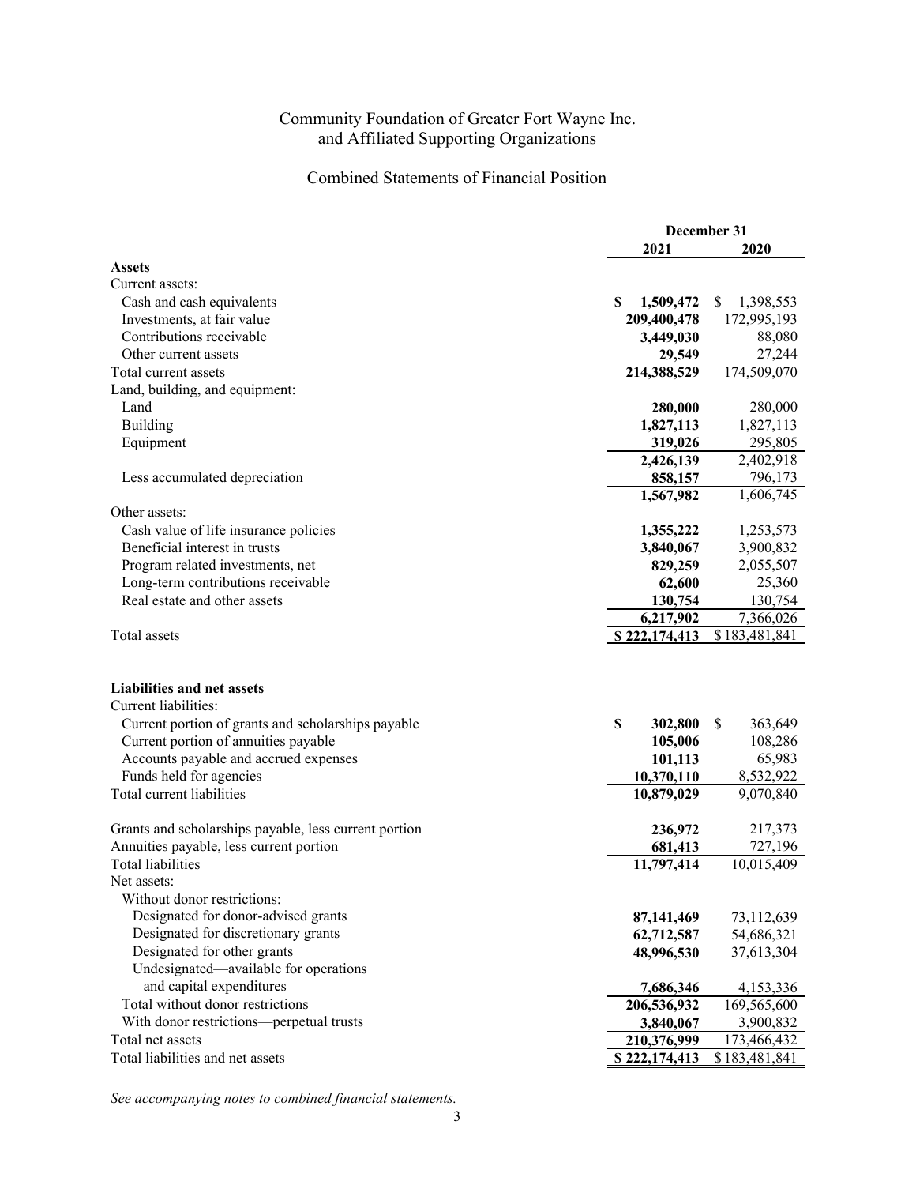# Community Foundation of Greater Fort Wayne Inc.
# and Affiliated Supporting Organizations

## Combined Statements of Financial Position

| | December 31 | |
|---|---|---|
| | **2021** | **2020** |
| **Assets** | | |
| Current assets: | | |
| Cash and cash equivalents | **$ 1,509,472** | $ 1,398,553 |
| Investments, at fair value | **209,400,478** | 172,995,193 |
| Contributions receivable | **3,449,030** | 88,080 |
| Other current assets | **29,549** | 27,244 |
| Total current assets | **214,388,529** | 174,509,070 |
| Land, building, and equipment: | | |
| Land | **280,000** | 280,000 |
| Building | **1,827,113** | 1,827,113 |
| Equipment | **319,026** | 295,805 |
| | **2,426,139** | 2,402,918 |
| Less accumulated depreciation | **858,157** | 796,173 |
| | **1,567,982** | 1,606,745 |
| Other assets: | | |
| Cash value of life insurance policies | **1,355,222** | 1,253,573 |
| Beneficial interest in trusts | **3,840,067** | 3,900,832 |
| Program related investments, net | **829,259** | 2,055,507 |
| Long-term contributions receivable | **62,600** | 25,360 |
| Real estate and other assets | **130,754** | 130,754 |
| | **6,217,902** | 7,366,026 |
| Total assets | **$ 222,174,413** | $ 183,481,841 |
| | | |
| **Liabilities and net assets** | | |
| Current liabilities: | | |
| Current portion of grants and scholarships payable | **$ 302,800** | $ 363,649 |
| Current portion of annuities payable | **105,006** | 108,286 |
| Accounts payable and accrued expenses | **101,113** | 65,983 |
| Funds held for agencies | **10,370,110** | 8,532,922 |
| Total current liabilities | **10,879,029** | 9,070,840 |
| | | |
| Grants and scholarships payable, less current portion | **236,972** | 217,373 |
| Annuities payable, less current portion | **681,413** | 727,196 |
| Total liabilities | **11,797,414** | 10,015,409 |
| Net assets: | | |
| Without donor restrictions: | | |
| Designated for donor-advised grants | **87,141,469** | 73,112,639 |
| Designated for discretionary grants | **62,712,587** | 54,686,321 |
| Designated for other grants | **48,996,530** | 37,613,304 |
| Undesignated—available for operations and capital expenditures | **7,686,346** | 4,153,336 |
| Total without donor restrictions | **206,536,932** | 169,565,600 |
| With donor restrictions—perpetual trusts | **3,840,067** | 3,900,832 |
| Total net assets | **210,376,999** | 173,466,432 |
| Total liabilities and net assets | **$ 222,174,413** | $ 183,481,841 |

*See accompanying notes to combined financial statements.*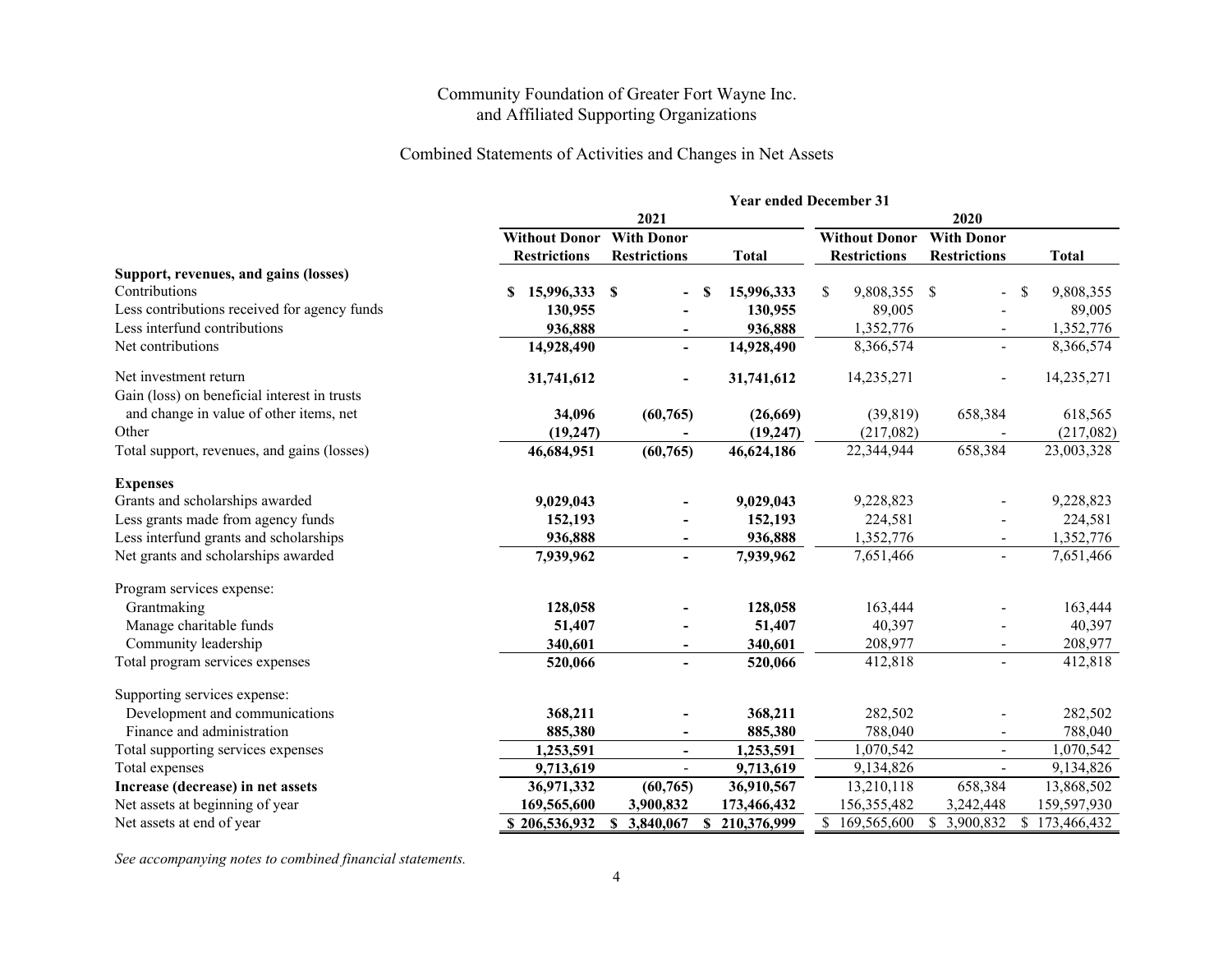# Community Foundation of Greater Fort Wayne Inc.
# and Affiliated Supporting Organizations

## Combined Statements of Activities and Changes in Net Assets

| | Year ended December 31 | | | | | |
|---|---|---|---|---|---|---|
| | 2021 | | | 2020 | | |
| | Without Donor Restrictions | With Donor Restrictions | Total | Without Donor Restrictions | With Donor Restrictions | Total |
| **Support, revenues, and gains (losses)** | | | | | | |
| Contributions | **$ 15,996,333** | **$ -** | **$ 15,996,333** | $ 9,808,355 | $ - | $ 9,808,355 |
| Less contributions received for agency funds | **130,955** | **-** | **130,955** | 89,005 | - | 89,005 |
| Less interfund contributions | **936,888** | **-** | **936,888** | 1,352,776 | - | 1,352,776 |
| Net contributions | **14,928,490** | **-** | **14,928,490** | 8,366,574 | - | 8,366,574 |
| Net investment return | **31,741,612** | **-** | **31,741,612** | 14,235,271 | - | 14,235,271 |
| Gain (loss) on beneficial interest in trusts and change in value of other items, net | **34,096** | **(60,765)** | **(26,669)** | (39,819) | 658,384 | 618,565 |
| Other | **(19,247)** | **-** | **(19,247)** | (217,082) | - | (217,082) |
| Total support, revenues, and gains (losses) | **46,684,951** | **(60,765)** | **46,624,186** | 22,344,944 | 658,384 | 23,003,328 |
| **Expenses** | | | | | | |
| Grants and scholarships awarded | **9,029,043** | **-** | **9,029,043** | 9,228,823 | - | 9,228,823 |
| Less grants made from agency funds | **152,193** | **-** | **152,193** | 224,581 | - | 224,581 |
| Less interfund grants and scholarships | **936,888** | **-** | **936,888** | 1,352,776 | - | 1,352,776 |
| Net grants and scholarships awarded | **7,939,962** | **-** | **7,939,962** | 7,651,466 | - | 7,651,466 |
| Program services expense: | | | | | | |
| Grantmaking | **128,058** | **-** | **128,058** | 163,444 | - | 163,444 |
| Manage charitable funds | **51,407** | **-** | **51,407** | 40,397 | - | 40,397 |
| Community leadership | **340,601** | **-** | **340,601** | 208,977 | - | 208,977 |
| Total program services expenses | **520,066** | **-** | **520,066** | 412,818 | - | 412,818 |
| Supporting services expense: | | | | | | |
| Development and communications | **368,211** | **-** | **368,211** | 282,502 | - | 282,502 |
| Finance and administration | **885,380** | **-** | **885,380** | 788,040 | - | 788,040 |
| Total supporting services expenses | **1,253,591** | **-** | **1,253,591** | 1,070,542 | - | 1,070,542 |
| Total expenses | **9,713,619** | - | **9,713,619** | 9,134,826 | - | 9,134,826 |
| **Increase (decrease) in net assets** | **36,971,332** | **(60,765)** | **36,910,567** | 13,210,118 | 658,384 | 13,868,502 |
| Net assets at beginning of year | **169,565,600** | **3,900,832** | **173,466,432** | 156,355,482 | 3,242,448 | 159,597,930 |
| Net assets at end of year | **$ 206,536,932** | **$ 3,840,067** | **$ 210,376,999** | $ 169,565,600 | $ 3,900,832 | $ 173,466,432 |

*See accompanying notes to combined financial statements.*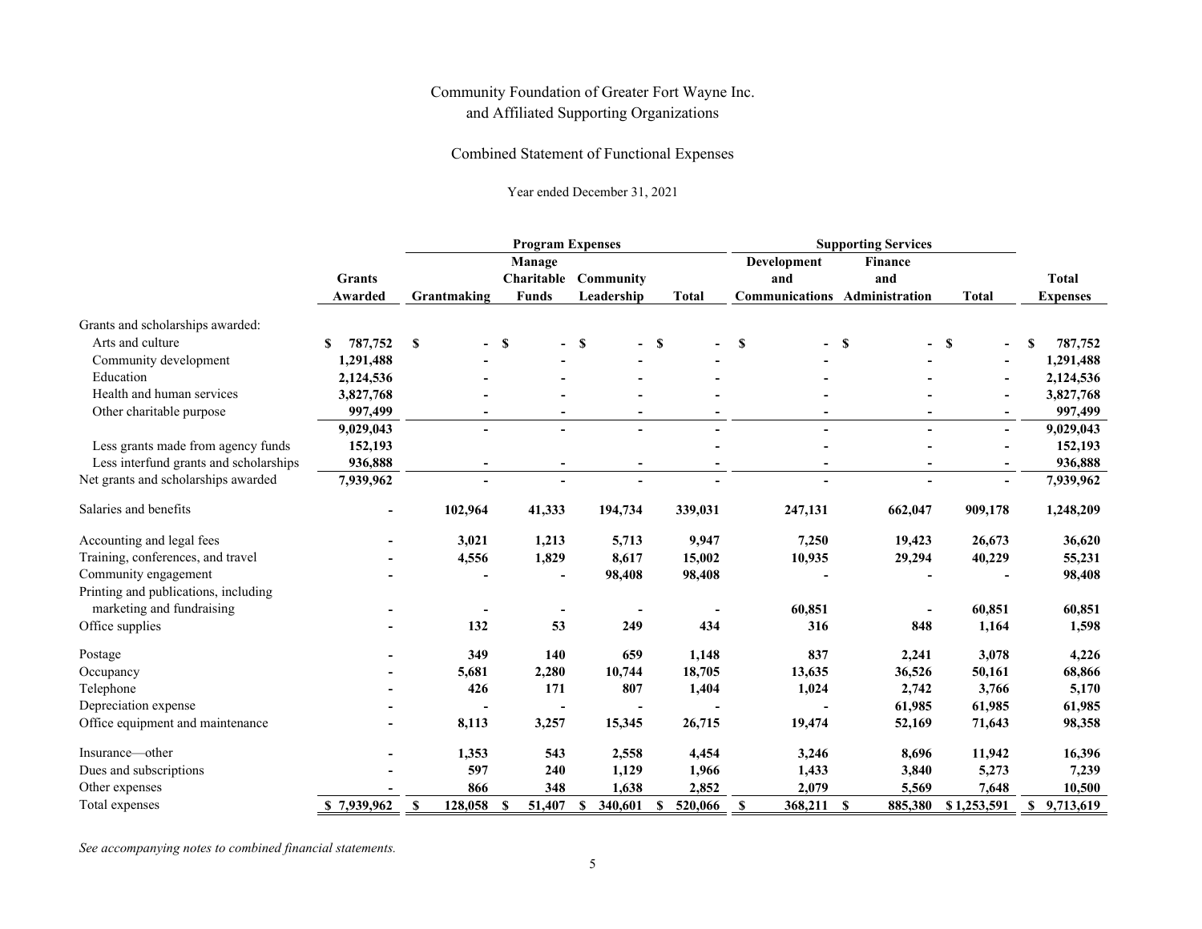Community Foundation of Greater Fort Wayne Inc.
and Affiliated Supporting Organizations

Combined Statement of Functional Expenses

Year ended December 31, 2021

| | Grants Awarded | Program Expenses | | | | Supporting Services | | | Total Expenses |
|---|---|---|---|---|---|---|---|---|---|
| | | Grantmaking | Manage Charitable Funds | Community Leadership | Total | Development and Communications | Finance and Administration | Total | |
| Grants and scholarships awarded: | | | | | | | | | |
| Arts and culture | $ 787,752 | $ - | $ - | $ - | $ - | $ - | $ - | $ - | $ 787,752 |
| Community development | 1,291,488 | - | - | - | - | - | - | - | 1,291,488 |
| Education | 2,124,536 | - | - | - | - | - | - | - | 2,124,536 |
| Health and human services | 3,827,768 | - | - | - | - | - | - | - | 3,827,768 |
| Other charitable purpose | 997,499 | - | - | - | - | - | - | - | 997,499 |
| | 9,029,043 | - | - | - | - | - | - | - | 9,029,043 |
| Less grants made from agency funds | 152,193 | | | | - | - | - | - | 152,193 |
| Less interfund grants and scholarships | 936,888 | - | - | - | - | - | - | - | 936,888 |
| Net grants and scholarships awarded | 7,939,962 | - | - | - | - | - | - | - | 7,939,962 |
| Salaries and benefits | - | 102,964 | 41,333 | 194,734 | 339,031 | 247,131 | 662,047 | 909,178 | 1,248,209 |
| Accounting and legal fees | - | 3,021 | 1,213 | 5,713 | 9,947 | 7,250 | 19,423 | 26,673 | 36,620 |
| Training, conferences, and travel | - | 4,556 | 1,829 | 8,617 | 15,002 | 10,935 | 29,294 | 40,229 | 55,231 |
| Community engagement | - | - | - | 98,408 | 98,408 | - | - | - | 98,408 |
| Printing and publications, including marketing and fundraising | - | - | - | - | - | 60,851 | - | 60,851 | 60,851 |
| Office supplies | - | 132 | 53 | 249 | 434 | 316 | 848 | 1,164 | 1,598 |
| Postage | - | 349 | 140 | 659 | 1,148 | 837 | 2,241 | 3,078 | 4,226 |
| Occupancy | - | 5,681 | 2,280 | 10,744 | 18,705 | 13,635 | 36,526 | 50,161 | 68,866 |
| Telephone | - | 426 | 171 | 807 | 1,404 | 1,024 | 2,742 | 3,766 | 5,170 |
| Depreciation expense | - | - | - | - | - | - | 61,985 | 61,985 | 61,985 |
| Office equipment and maintenance | - | 8,113 | 3,257 | 15,345 | 26,715 | 19,474 | 52,169 | 71,643 | 98,358 |
| Insurance—other | - | 1,353 | 543 | 2,558 | 4,454 | 3,246 | 8,696 | 11,942 | 16,396 |
| Dues and subscriptions | - | 597 | 240 | 1,129 | 1,966 | 1,433 | 3,840 | 5,273 | 7,239 |
| Other expenses | - | 866 | 348 | 1,638 | 2,852 | 2,079 | 5,569 | 7,648 | 10,500 |
| Total expenses | $ 7,939,962 | $ 128,058 | $ 51,407 | $ 340,601 | $ 520,066 | $ 368,211 | $ 885,380 | $ 1,253,591 | $ 9,713,619 |

*See accompanying notes to combined financial statements.*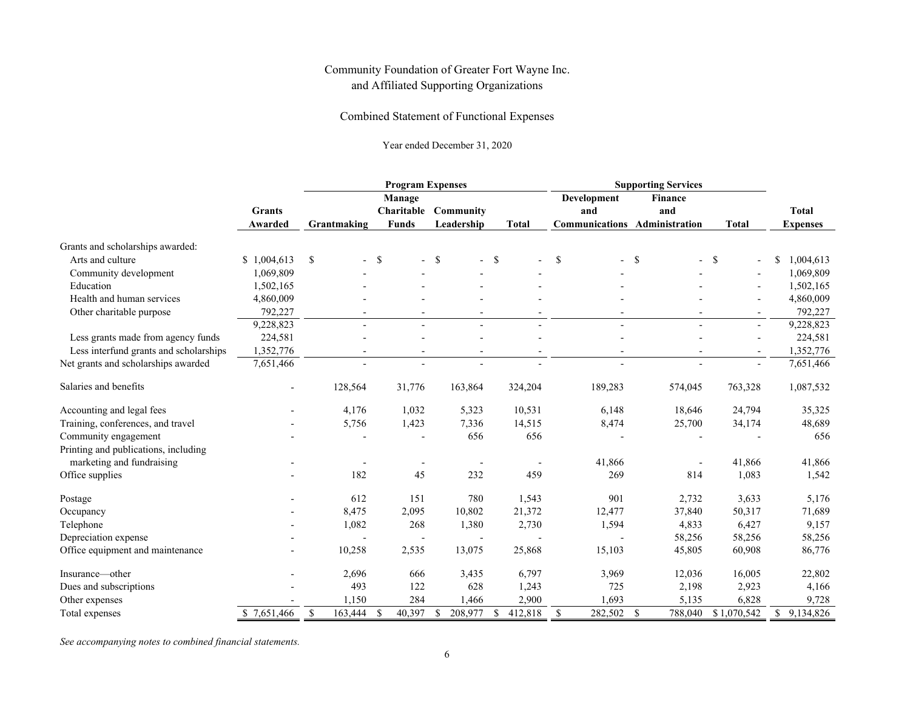Community Foundation of Greater Fort Wayne Inc.
and Affiliated Supporting Organizations

Combined Statement of Functional Expenses

Year ended December 31, 2020

| | Grants Awarded | Program Expenses | | | | Supporting Services | | | Total Expenses |
|---|---|---|---|---|---|---|---|---|---|
| | | Grantmaking | Manage Charitable Funds | Community Leadership | Total | Development and Communications | Finance and Administration | Total | |
| Grants and scholarships awarded: | | | | | | | | | |
| Arts and culture | $ 1,004,613 | $ - | $ - | $ - | $ - | $ - | $ - | $ - | $ 1,004,613 |
| Community development | 1,069,809 | - | - | - | - | - | - | - | 1,069,809 |
| Education | 1,502,165 | - | - | - | - | - | - | - | 1,502,165 |
| Health and human services | 4,860,009 | - | - | - | - | - | - | - | 4,860,009 |
| Other charitable purpose | 792,227 | - | - | - | - | - | - | - | 792,227 |
| | 9,228,823 | - | - | - | - | - | - | - | 9,228,823 |
| Less grants made from agency funds | 224,581 | - | - | - | - | - | - | - | 224,581 |
| Less interfund grants and scholarships | 1,352,776 | - | - | - | - | - | - | - | 1,352,776 |
| Net grants and scholarships awarded | 7,651,466 | - | - | - | - | - | - | - | 7,651,466 |
| Salaries and benefits | - | 128,564 | 31,776 | 163,864 | 324,204 | 189,283 | 574,045 | 763,328 | 1,087,532 |
| Accounting and legal fees | - | 4,176 | 1,032 | 5,323 | 10,531 | 6,148 | 18,646 | 24,794 | 35,325 |
| Training, conferences, and travel | - | 5,756 | 1,423 | 7,336 | 14,515 | 8,474 | 25,700 | 34,174 | 48,689 |
| Community engagement | - | - | - | 656 | 656 | - | - | - | 656 |
| Printing and publications, including marketing and fundraising | - | - | - | - | - | 41,866 | - | 41,866 | 41,866 |
| Office supplies | - | 182 | 45 | 232 | 459 | 269 | 814 | 1,083 | 1,542 |
| Postage | - | 612 | 151 | 780 | 1,543 | 901 | 2,732 | 3,633 | 5,176 |
| Occupancy | - | 8,475 | 2,095 | 10,802 | 21,372 | 12,477 | 37,840 | 50,317 | 71,689 |
| Telephone | - | 1,082 | 268 | 1,380 | 2,730 | 1,594 | 4,833 | 6,427 | 9,157 |
| Depreciation expense | - | - | - | - | - | - | 58,256 | 58,256 | 58,256 |
| Office equipment and maintenance | - | 10,258 | 2,535 | 13,075 | 25,868 | 15,103 | 45,805 | 60,908 | 86,776 |
| Insurance—other | - | 2,696 | 666 | 3,435 | 6,797 | 3,969 | 12,036 | 16,005 | 22,802 |
| Dues and subscriptions | - | 493 | 122 | 628 | 1,243 | 725 | 2,198 | 2,923 | 4,166 |
| Other expenses | - | 1,150 | 284 | 1,466 | 2,900 | 1,693 | 5,135 | 6,828 | 9,728 |
| Total expenses | $ 7,651,466 | $ 163,444 | $ 40,397 | $ 208,977 | $ 412,818 | $ 282,502 | $ 788,040 | $ 1,070,542 | $ 9,134,826 |

*See accompanying notes to combined financial statements.*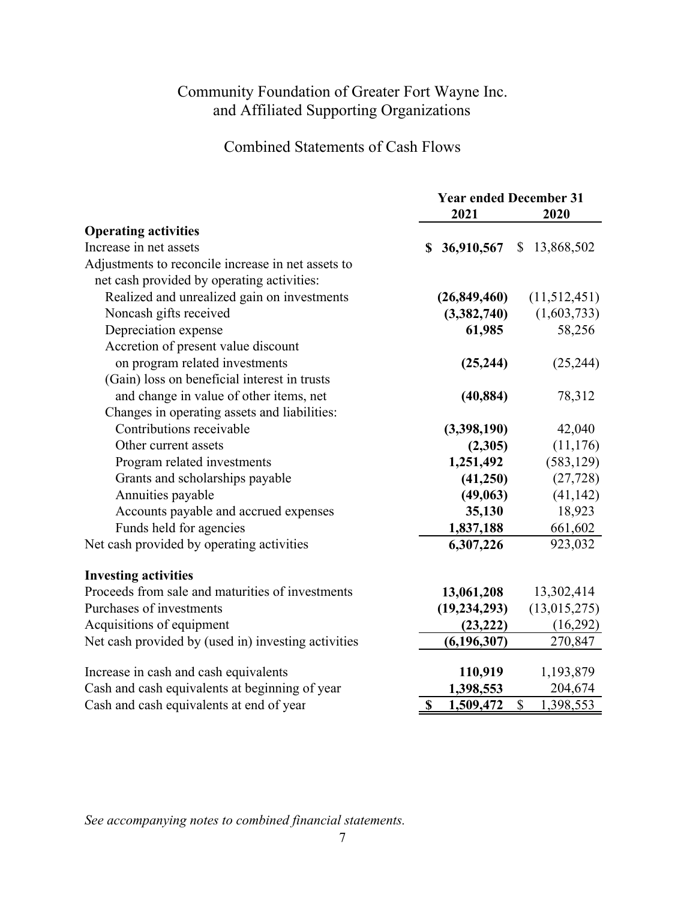# Community Foundation of Greater Fort Wayne Inc. and Affiliated Supporting Organizations

## Combined Statements of Cash Flows

| | Year ended December 31 | |
|---|---|---|
| | **2021** | **2020** |
| **Operating activities** | | |
| Increase in net assets | **$ 36,910,567** | $ 13,868,502 |
| Adjustments to reconcile increase in net assets to net cash provided by operating activities: | | |
| Realized and unrealized gain on investments | **(26,849,460)** | (11,512,451) |
| Noncash gifts received | **(3,382,740)** | (1,603,733) |
| Depreciation expense | **61,985** | 58,256 |
| Accretion of present value discount on program related investments | **(25,244)** | (25,244) |
| (Gain) loss on beneficial interest in trusts and change in value of other items, net | **(40,884)** | 78,312 |
| Changes in operating assets and liabilities: | | |
| Contributions receivable | **(3,398,190)** | 42,040 |
| Other current assets | **(2,305)** | (11,176) |
| Program related investments | **1,251,492** | (583,129) |
| Grants and scholarships payable | **(41,250)** | (27,728) |
| Annuities payable | **(49,063)** | (41,142) |
| Accounts payable and accrued expenses | **35,130** | 18,923 |
| Funds held for agencies | **1,837,188** | 661,602 |
| Net cash provided by operating activities | **6,307,226** | 923,032 |
| **Investing activities** | | |
| Proceeds from sale and maturities of investments | **13,061,208** | 13,302,414 |
| Purchases of investments | **(19,234,293)** | (13,015,275) |
| Acquisitions of equipment | **(23,222)** | (16,292) |
| Net cash provided by (used in) investing activities | **(6,196,307)** | 270,847 |
| Increase in cash and cash equivalents | **110,919** | 1,193,879 |
| Cash and cash equivalents at beginning of year | **1,398,553** | 204,674 |
| Cash and cash equivalents at end of year | **$ 1,509,472** | $ 1,398,553 |

*See accompanying notes to combined financial statements.*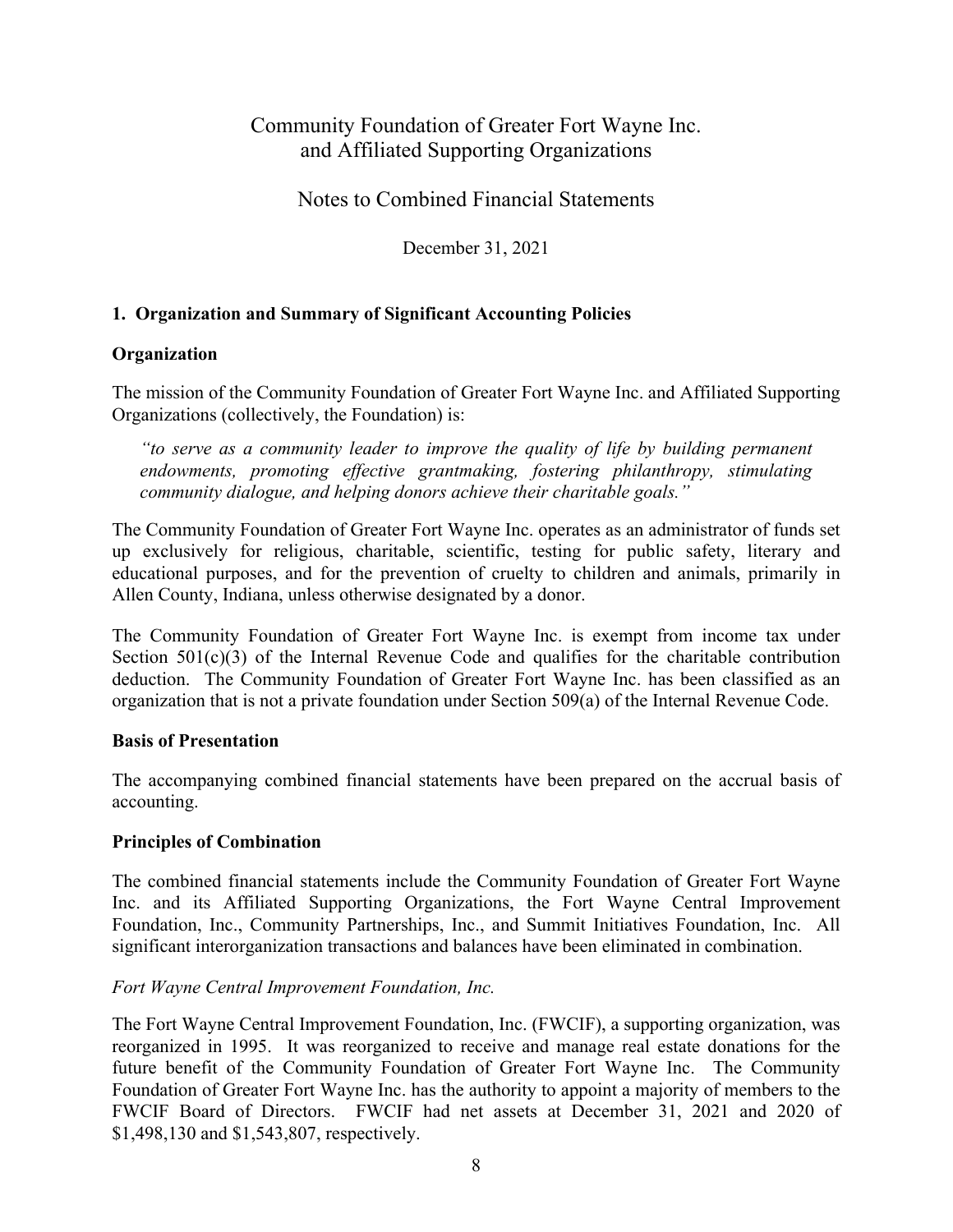# Community Foundation of Greater Fort Wayne Inc. and Affiliated Supporting Organizations

## Notes to Combined Financial Statements

December 31, 2021

### 1. Organization and Summary of Significant Accounting Policies

**Organization**

The mission of the Community Foundation of Greater Fort Wayne Inc. and Affiliated Supporting Organizations (collectively, the Foundation) is:

*"to serve as a community leader to improve the quality of life by building permanent endowments, promoting effective grantmaking, fostering philanthropy, stimulating community dialogue, and helping donors achieve their charitable goals."*

The Community Foundation of Greater Fort Wayne Inc. operates as an administrator of funds set up exclusively for religious, charitable, scientific, testing for public safety, literary and educational purposes, and for the prevention of cruelty to children and animals, primarily in Allen County, Indiana, unless otherwise designated by a donor.

The Community Foundation of Greater Fort Wayne Inc. is exempt from income tax under Section 501(c)(3) of the Internal Revenue Code and qualifies for the charitable contribution deduction. The Community Foundation of Greater Fort Wayne Inc. has been classified as an organization that is not a private foundation under Section 509(a) of the Internal Revenue Code.

**Basis of Presentation**

The accompanying combined financial statements have been prepared on the accrual basis of accounting.

**Principles of Combination**

The combined financial statements include the Community Foundation of Greater Fort Wayne Inc. and its Affiliated Supporting Organizations, the Fort Wayne Central Improvement Foundation, Inc., Community Partnerships, Inc., and Summit Initiatives Foundation, Inc. All significant interorganization transactions and balances have been eliminated in combination.

*Fort Wayne Central Improvement Foundation, Inc.*

The Fort Wayne Central Improvement Foundation, Inc. (FWCIF), a supporting organization, was reorganized in 1995. It was reorganized to receive and manage real estate donations for the future benefit of the Community Foundation of Greater Fort Wayne Inc. The Community Foundation of Greater Fort Wayne Inc. has the authority to appoint a majority of members to the FWCIF Board of Directors. FWCIF had net assets at December 31, 2021 and 2020 of $1,498,130 and $1,543,807, respectively.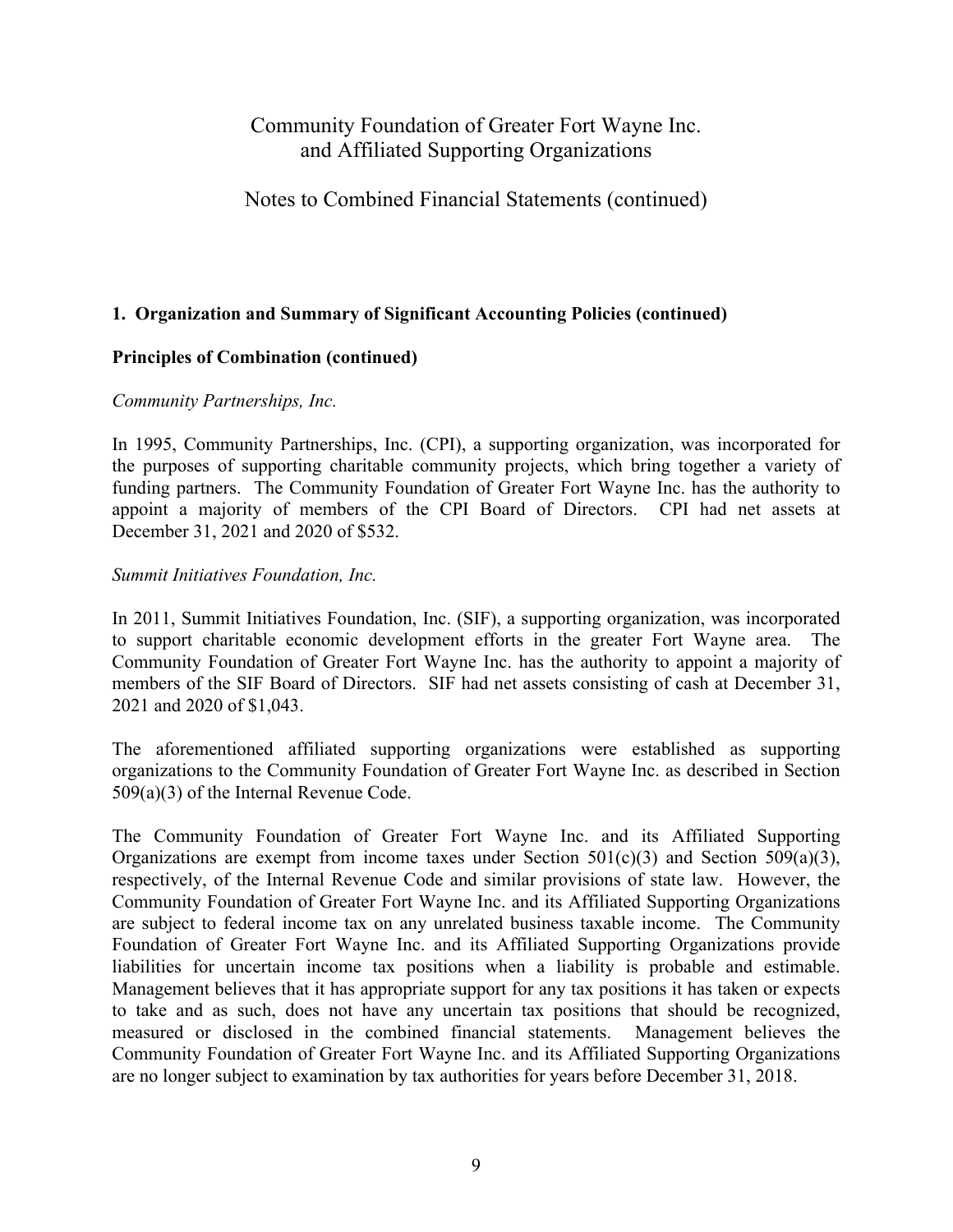## 1. Organization and Summary of Significant Accounting Policies (continued)

### Principles of Combination (continued)

*Community Partnerships, Inc.*

In 1995, Community Partnerships, Inc. (CPI), a supporting organization, was incorporated for the purposes of supporting charitable community projects, which bring together a variety of funding partners. The Community Foundation of Greater Fort Wayne Inc. has the authority to appoint a majority of members of the CPI Board of Directors. CPI had net assets at December 31, 2021 and 2020 of $532.

*Summit Initiatives Foundation, Inc.*

In 2011, Summit Initiatives Foundation, Inc. (SIF), a supporting organization, was incorporated to support charitable economic development efforts in the greater Fort Wayne area. The Community Foundation of Greater Fort Wayne Inc. has the authority to appoint a majority of members of the SIF Board of Directors. SIF had net assets consisting of cash at December 31, 2021 and 2020 of $1,043.

The aforementioned affiliated supporting organizations were established as supporting organizations to the Community Foundation of Greater Fort Wayne Inc. as described in Section 509(a)(3) of the Internal Revenue Code.

The Community Foundation of Greater Fort Wayne Inc. and its Affiliated Supporting Organizations are exempt from income taxes under Section 501(c)(3) and Section 509(a)(3), respectively, of the Internal Revenue Code and similar provisions of state law. However, the Community Foundation of Greater Fort Wayne Inc. and its Affiliated Supporting Organizations are subject to federal income tax on any unrelated business taxable income. The Community Foundation of Greater Fort Wayne Inc. and its Affiliated Supporting Organizations provide liabilities for uncertain income tax positions when a liability is probable and estimable. Management believes that it has appropriate support for any tax positions it has taken or expects to take and as such, does not have any uncertain tax positions that should be recognized, measured or disclosed in the combined financial statements. Management believes the Community Foundation of Greater Fort Wayne Inc. and its Affiliated Supporting Organizations are no longer subject to examination by tax authorities for years before December 31, 2018.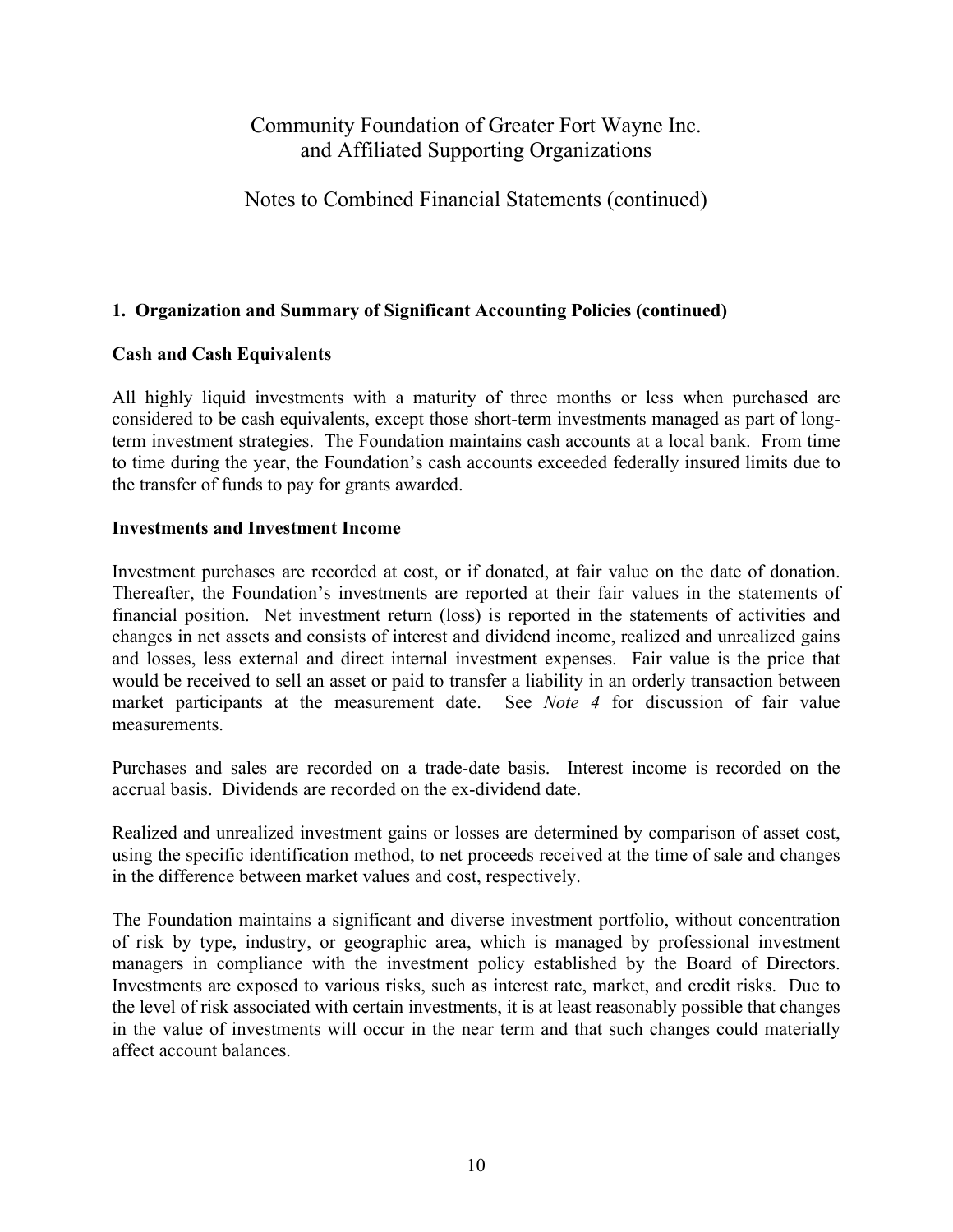Community Foundation of Greater Fort Wayne Inc. and Affiliated Supporting Organizations

Notes to Combined Financial Statements (continued)

## 1. Organization and Summary of Significant Accounting Policies (continued)

### Cash and Cash Equivalents

All highly liquid investments with a maturity of three months or less when purchased are considered to be cash equivalents, except those short-term investments managed as part of long-term investment strategies. The Foundation maintains cash accounts at a local bank. From time to time during the year, the Foundation's cash accounts exceeded federally insured limits due to the transfer of funds to pay for grants awarded.

### Investments and Investment Income

Investment purchases are recorded at cost, or if donated, at fair value on the date of donation. Thereafter, the Foundation's investments are reported at their fair values in the statements of financial position. Net investment return (loss) is reported in the statements of activities and changes in net assets and consists of interest and dividend income, realized and unrealized gains and losses, less external and direct internal investment expenses. Fair value is the price that would be received to sell an asset or paid to transfer a liability in an orderly transaction between market participants at the measurement date. See *Note 4* for discussion of fair value measurements.

Purchases and sales are recorded on a trade-date basis. Interest income is recorded on the accrual basis. Dividends are recorded on the ex-dividend date.

Realized and unrealized investment gains or losses are determined by comparison of asset cost, using the specific identification method, to net proceeds received at the time of sale and changes in the difference between market values and cost, respectively.

The Foundation maintains a significant and diverse investment portfolio, without concentration of risk by type, industry, or geographic area, which is managed by professional investment managers in compliance with the investment policy established by the Board of Directors. Investments are exposed to various risks, such as interest rate, market, and credit risks. Due to the level of risk associated with certain investments, it is at least reasonably possible that changes in the value of investments will occur in the near term and that such changes could materially affect account balances.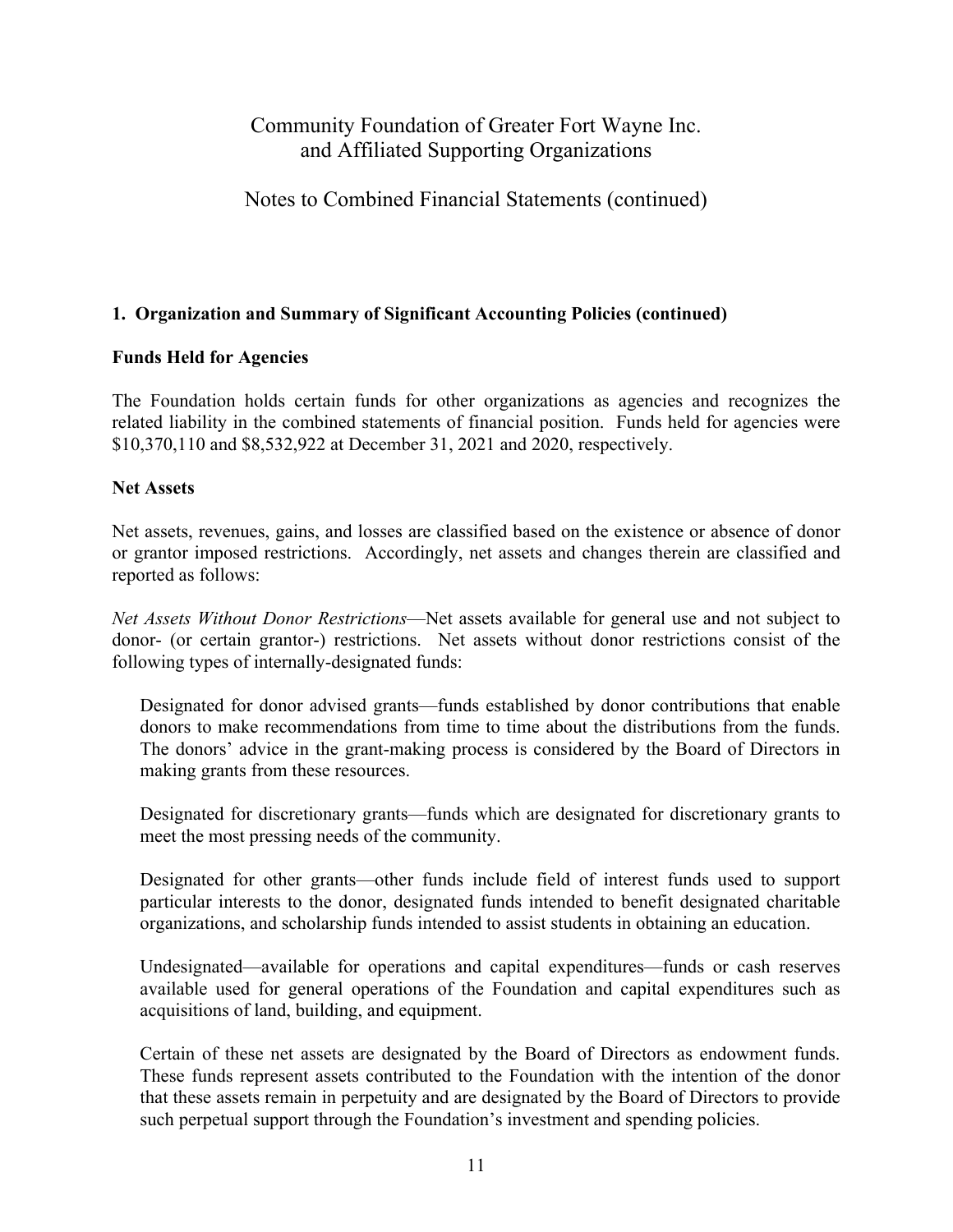## 1. Organization and Summary of Significant Accounting Policies (continued)

### Funds Held for Agencies

The Foundation holds certain funds for other organizations as agencies and recognizes the related liability in the combined statements of financial position. Funds held for agencies were $10,370,110 and $8,532,922 at December 31, 2021 and 2020, respectively.

### Net Assets

Net assets, revenues, gains, and losses are classified based on the existence or absence of donor or grantor imposed restrictions. Accordingly, net assets and changes therein are classified and reported as follows:

*Net Assets Without Donor Restrictions*—Net assets available for general use and not subject to donor- (or certain grantor-) restrictions. Net assets without donor restrictions consist of the following types of internally-designated funds:

Designated for donor advised grants—funds established by donor contributions that enable donors to make recommendations from time to time about the distributions from the funds. The donors' advice in the grant-making process is considered by the Board of Directors in making grants from these resources.

Designated for discretionary grants—funds which are designated for discretionary grants to meet the most pressing needs of the community.

Designated for other grants—other funds include field of interest funds used to support particular interests to the donor, designated funds intended to benefit designated charitable organizations, and scholarship funds intended to assist students in obtaining an education.

Undesignated—available for operations and capital expenditures—funds or cash reserves available used for general operations of the Foundation and capital expenditures such as acquisitions of land, building, and equipment.

Certain of these net assets are designated by the Board of Directors as endowment funds. These funds represent assets contributed to the Foundation with the intention of the donor that these assets remain in perpetuity and are designated by the Board of Directors to provide such perpetual support through the Foundation's investment and spending policies.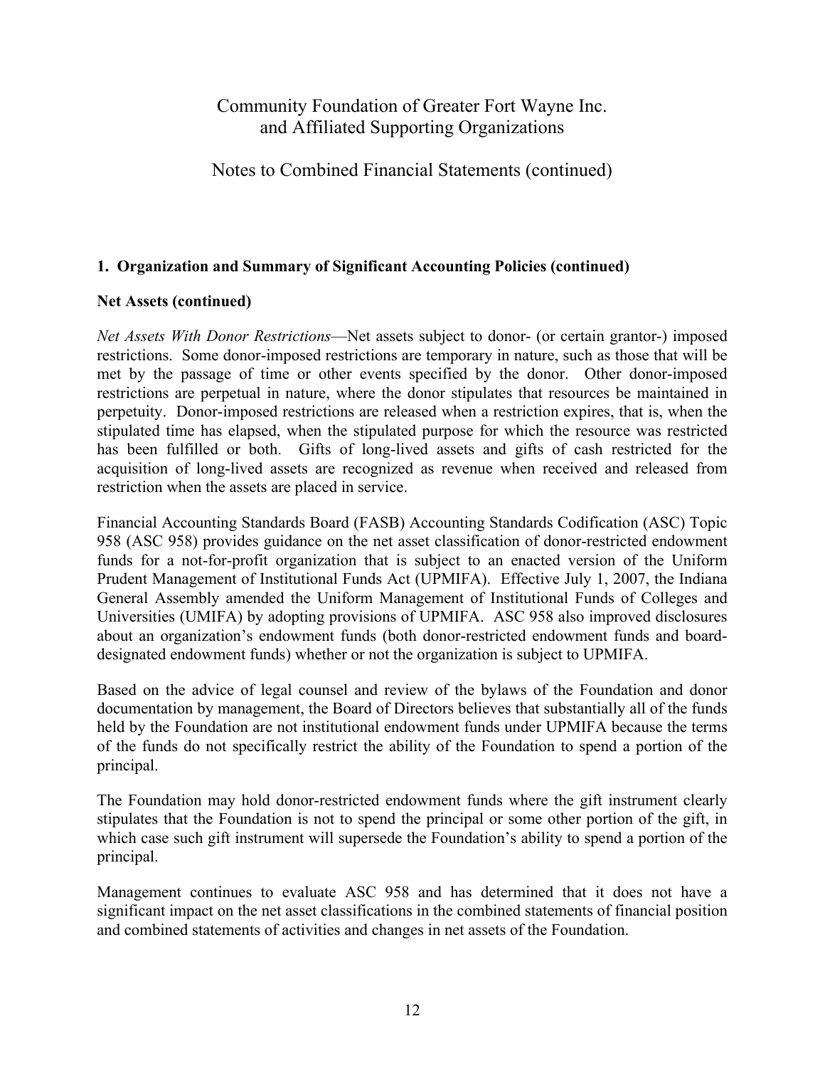### 1. Organization and Summary of Significant Accounting Policies (continued)

**Net Assets (continued)**

*Net Assets With Donor Restrictions*—Net assets subject to donor- (or certain grantor-) imposed restrictions. Some donor-imposed restrictions are temporary in nature, such as those that will be met by the passage of time or other events specified by the donor. Other donor-imposed restrictions are perpetual in nature, where the donor stipulates that resources be maintained in perpetuity. Donor-imposed restrictions are released when a restriction expires, that is, when the stipulated time has elapsed, when the stipulated purpose for which the resource was restricted has been fulfilled or both. Gifts of long-lived assets and gifts of cash restricted for the acquisition of long-lived assets are recognized as revenue when received and released from restriction when the assets are placed in service.

Financial Accounting Standards Board (FASB) Accounting Standards Codification (ASC) Topic 958 (ASC 958) provides guidance on the net asset classification of donor-restricted endowment funds for a not-for-profit organization that is subject to an enacted version of the Uniform Prudent Management of Institutional Funds Act (UPMIFA). Effective July 1, 2007, the Indiana General Assembly amended the Uniform Management of Institutional Funds of Colleges and Universities (UMIFA) by adopting provisions of UPMIFA. ASC 958 also improved disclosures about an organization's endowment funds (both donor-restricted endowment funds and board-designated endowment funds) whether or not the organization is subject to UPMIFA.

Based on the advice of legal counsel and review of the bylaws of the Foundation and donor documentation by management, the Board of Directors believes that substantially all of the funds held by the Foundation are not institutional endowment funds under UPMIFA because the terms of the funds do not specifically restrict the ability of the Foundation to spend a portion of the principal.

The Foundation may hold donor-restricted endowment funds where the gift instrument clearly stipulates that the Foundation is not to spend the principal or some other portion of the gift, in which case such gift instrument will supersede the Foundation's ability to spend a portion of the principal.

Management continues to evaluate ASC 958 and has determined that it does not have a significant impact on the net asset classifications in the combined statements of financial position and combined statements of activities and changes in net assets of the Foundation.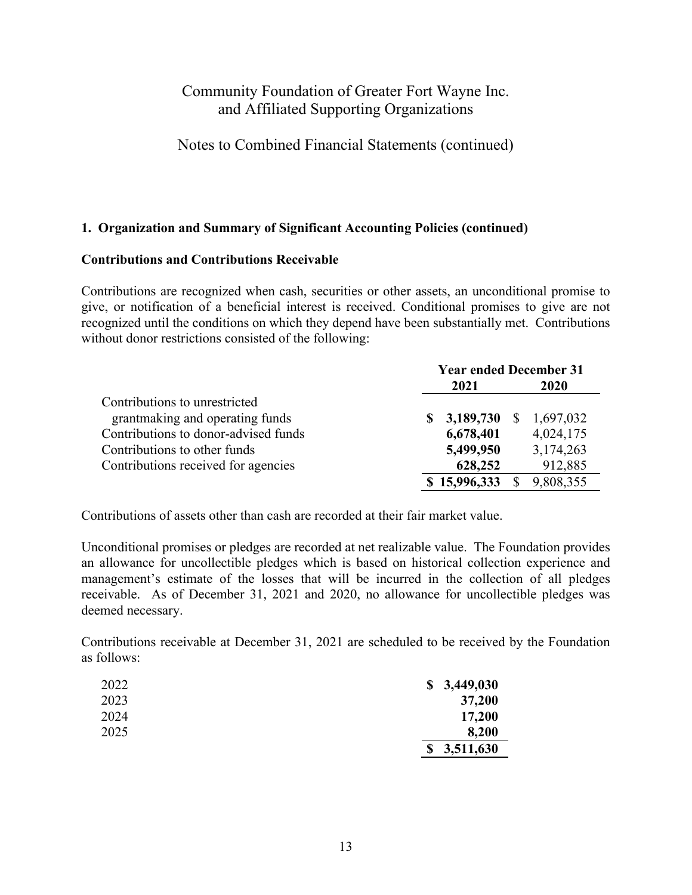# Community Foundation of Greater Fort Wayne Inc. and Affiliated Supporting Organizations

## Notes to Combined Financial Statements (continued)

### 1. Organization and Summary of Significant Accounting Policies (continued)

#### Contributions and Contributions Receivable

Contributions are recognized when cash, securities or other assets, an unconditional promise to give, or notification of a beneficial interest is received. Conditional promises to give are not recognized until the conditions on which they depend have been substantially met. Contributions without donor restrictions consisted of the following:

| | Year ended December 31 | |
|---|---|---|
| | **2021** | **2020** |
| Contributions to unrestricted grantmaking and operating funds | **$ 3,189,730** | $ 1,697,032 |
| Contributions to donor-advised funds | **6,678,401** | 4,024,175 |
| Contributions to other funds | **5,499,950** | 3,174,263 |
| Contributions received for agencies | **628,252** | 912,885 |
| | **$ 15,996,333** | $ 9,808,355 |

Contributions of assets other than cash are recorded at their fair market value.

Unconditional promises or pledges are recorded at net realizable value. The Foundation provides an allowance for uncollectible pledges which is based on historical collection experience and management's estimate of the losses that will be incurred in the collection of all pledges receivable. As of December 31, 2021 and 2020, no allowance for uncollectible pledges was deemed necessary.

Contributions receivable at December 31, 2021 are scheduled to be received by the Foundation as follows:

| | |
|---|---|
| 2022 | **$ 3,449,030** |
| 2023 | **37,200** |
| 2024 | **17,200** |
| 2025 | **8,200** |
| | **$ 3,511,630** |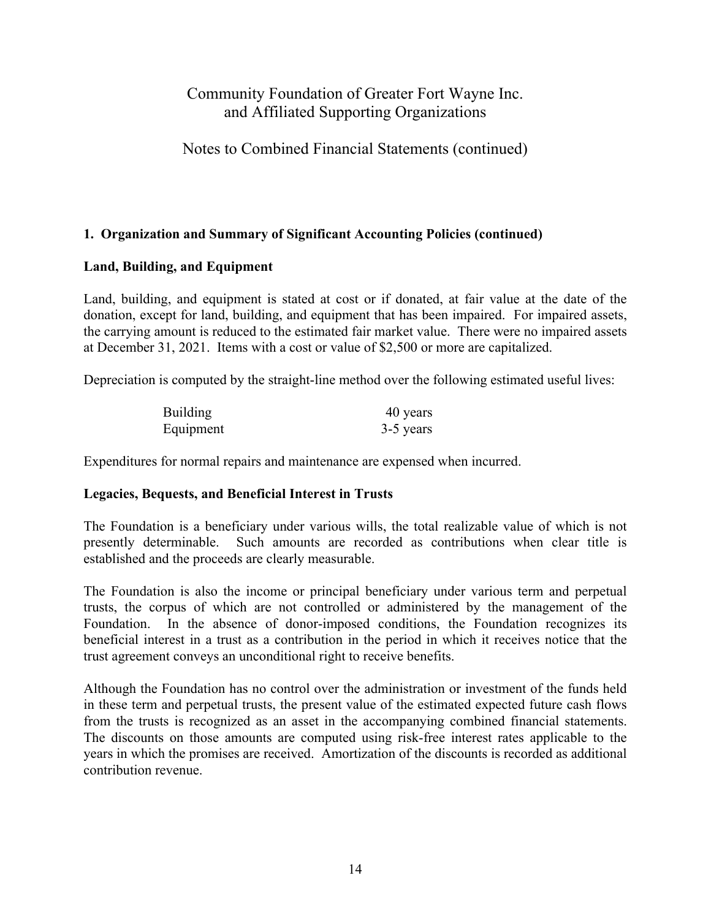## 1. Organization and Summary of Significant Accounting Policies (continued)

### Land, Building, and Equipment

Land, building, and equipment is stated at cost or if donated, at fair value at the date of the donation, except for land, building, and equipment that has been impaired. For impaired assets, the carrying amount is reduced to the estimated fair market value. There were no impaired assets at December 31, 2021. Items with a cost or value of $2,500 or more are capitalized.

Depreciation is computed by the straight-line method over the following estimated useful lives:

| | |
|---|---|
| Building | 40 years |
| Equipment | 3-5 years |

Expenditures for normal repairs and maintenance are expensed when incurred.

### Legacies, Bequests, and Beneficial Interest in Trusts

The Foundation is a beneficiary under various wills, the total realizable value of which is not presently determinable. Such amounts are recorded as contributions when clear title is established and the proceeds are clearly measurable.

The Foundation is also the income or principal beneficiary under various term and perpetual trusts, the corpus of which are not controlled or administered by the management of the Foundation. In the absence of donor-imposed conditions, the Foundation recognizes its beneficial interest in a trust as a contribution in the period in which it receives notice that the trust agreement conveys an unconditional right to receive benefits.

Although the Foundation has no control over the administration or investment of the funds held in these term and perpetual trusts, the present value of the estimated expected future cash flows from the trusts is recognized as an asset in the accompanying combined financial statements. The discounts on those amounts are computed using risk-free interest rates applicable to the years in which the promises are received. Amortization of the discounts is recorded as additional contribution revenue.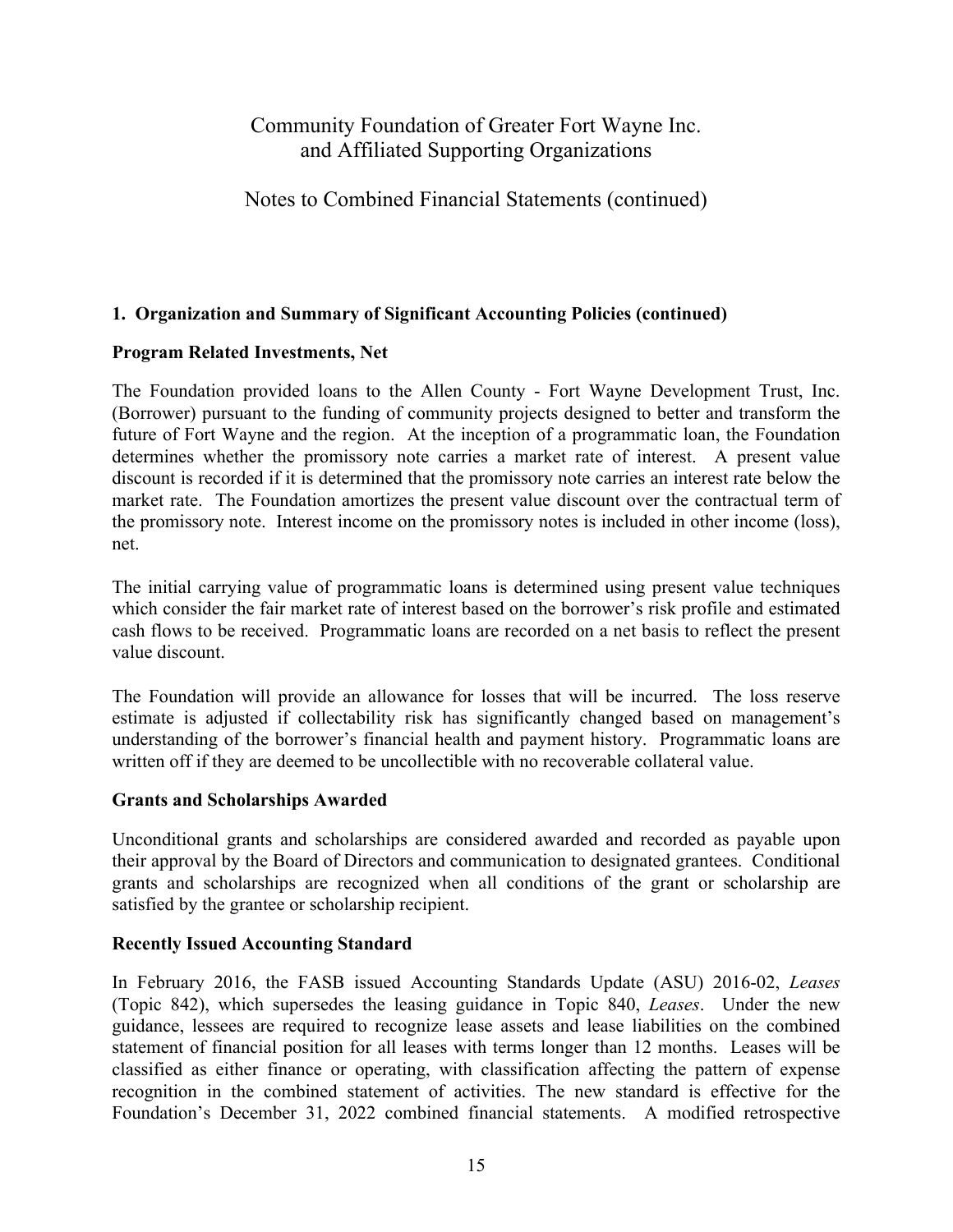## 1. Organization and Summary of Significant Accounting Policies (continued)

### Program Related Investments, Net

The Foundation provided loans to the Allen County - Fort Wayne Development Trust, Inc. (Borrower) pursuant to the funding of community projects designed to better and transform the future of Fort Wayne and the region. At the inception of a programmatic loan, the Foundation determines whether the promissory note carries a market rate of interest. A present value discount is recorded if it is determined that the promissory note carries an interest rate below the market rate. The Foundation amortizes the present value discount over the contractual term of the promissory note. Interest income on the promissory notes is included in other income (loss), net.

The initial carrying value of programmatic loans is determined using present value techniques which consider the fair market rate of interest based on the borrower's risk profile and estimated cash flows to be received. Programmatic loans are recorded on a net basis to reflect the present value discount.

The Foundation will provide an allowance for losses that will be incurred. The loss reserve estimate is adjusted if collectability risk has significantly changed based on management's understanding of the borrower's financial health and payment history. Programmatic loans are written off if they are deemed to be uncollectible with no recoverable collateral value.

### Grants and Scholarships Awarded

Unconditional grants and scholarships are considered awarded and recorded as payable upon their approval by the Board of Directors and communication to designated grantees. Conditional grants and scholarships are recognized when all conditions of the grant or scholarship are satisfied by the grantee or scholarship recipient.

### Recently Issued Accounting Standard

In February 2016, the FASB issued Accounting Standards Update (ASU) 2016-02, *Leases* (Topic 842), which supersedes the leasing guidance in Topic 840, *Leases*. Under the new guidance, lessees are required to recognize lease assets and lease liabilities on the combined statement of financial position for all leases with terms longer than 12 months. Leases will be classified as either finance or operating, with classification affecting the pattern of expense recognition in the combined statement of activities. The new standard is effective for the Foundation's December 31, 2022 combined financial statements. A modified retrospective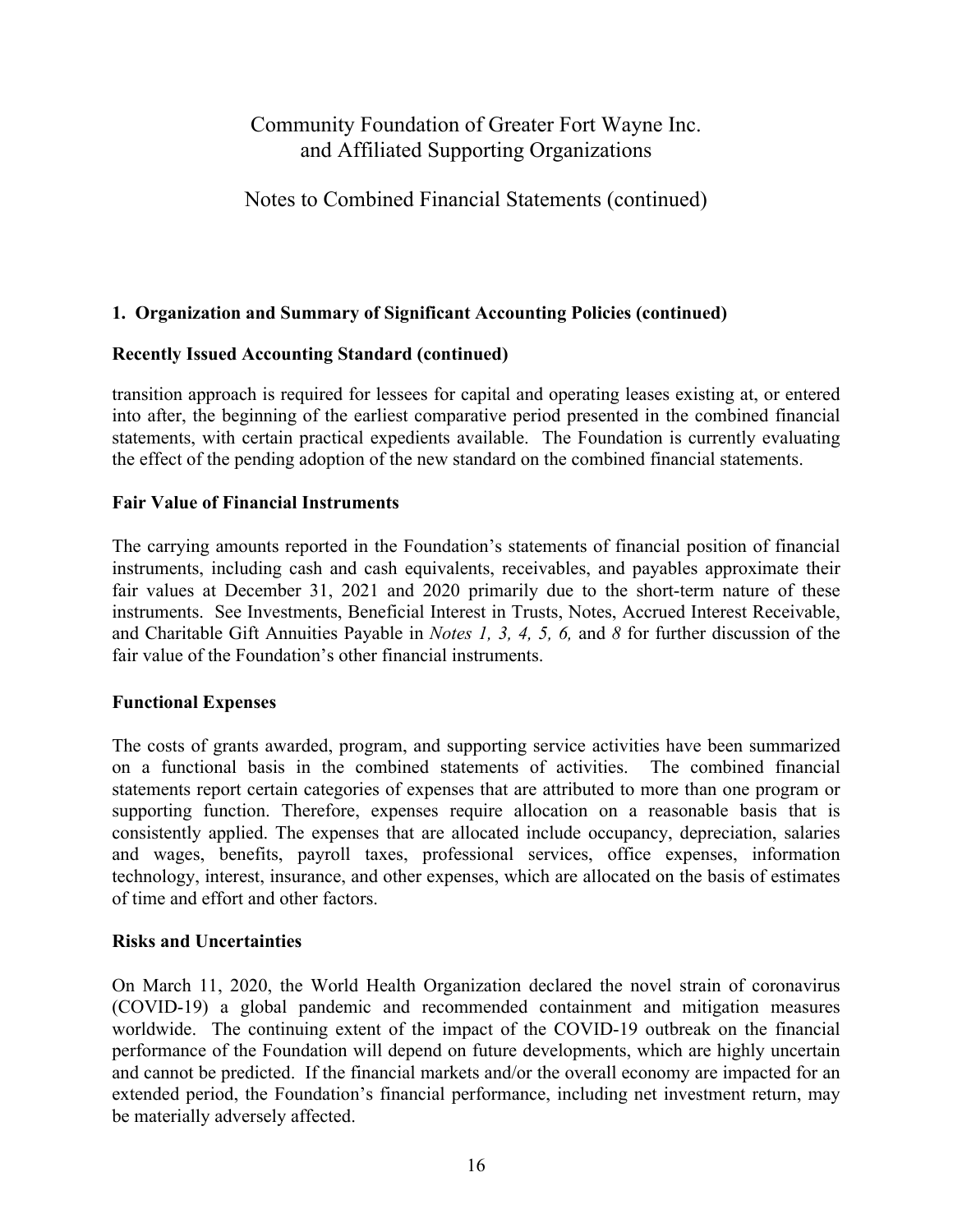## 1. Organization and Summary of Significant Accounting Policies (continued)

### Recently Issued Accounting Standard (continued)

transition approach is required for lessees for capital and operating leases existing at, or entered into after, the beginning of the earliest comparative period presented in the combined financial statements, with certain practical expedients available. The Foundation is currently evaluating the effect of the pending adoption of the new standard on the combined financial statements.

### Fair Value of Financial Instruments

The carrying amounts reported in the Foundation's statements of financial position of financial instruments, including cash and cash equivalents, receivables, and payables approximate their fair values at December 31, 2021 and 2020 primarily due to the short-term nature of these instruments. See Investments, Beneficial Interest in Trusts, Notes, Accrued Interest Receivable, and Charitable Gift Annuities Payable in *Notes 1, 3, 4, 5, 6,* and *8* for further discussion of the fair value of the Foundation's other financial instruments.

### Functional Expenses

The costs of grants awarded, program, and supporting service activities have been summarized on a functional basis in the combined statements of activities. The combined financial statements report certain categories of expenses that are attributed to more than one program or supporting function. Therefore, expenses require allocation on a reasonable basis that is consistently applied. The expenses that are allocated include occupancy, depreciation, salaries and wages, benefits, payroll taxes, professional services, office expenses, information technology, interest, insurance, and other expenses, which are allocated on the basis of estimates of time and effort and other factors.

### Risks and Uncertainties

On March 11, 2020, the World Health Organization declared the novel strain of coronavirus (COVID-19) a global pandemic and recommended containment and mitigation measures worldwide. The continuing extent of the impact of the COVID-19 outbreak on the financial performance of the Foundation will depend on future developments, which are highly uncertain and cannot be predicted. If the financial markets and/or the overall economy are impacted for an extended period, the Foundation's financial performance, including net investment return, may be materially adversely affected.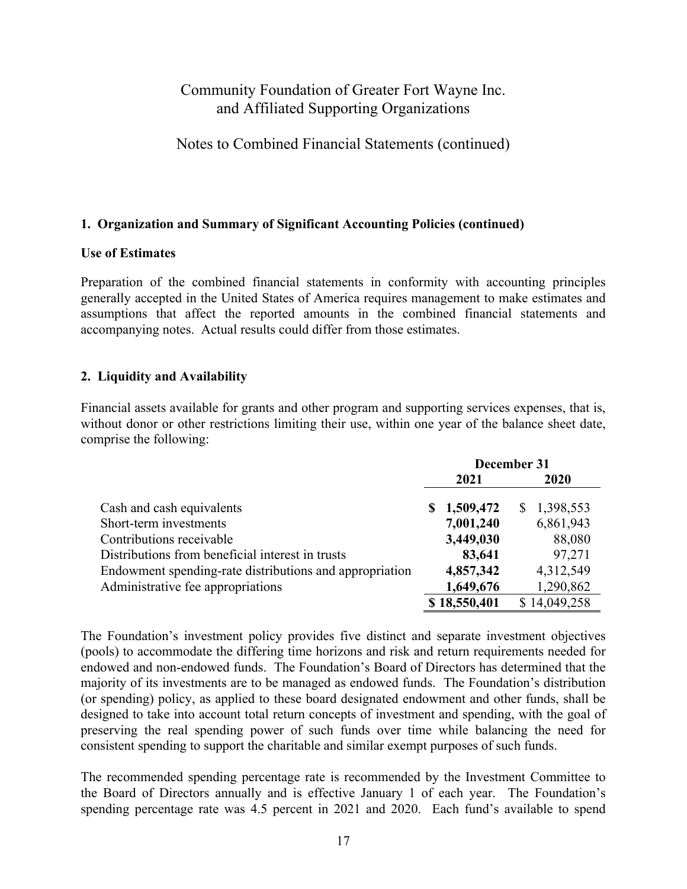# Community Foundation of Greater Fort Wayne Inc. and Affiliated Supporting Organizations

## Notes to Combined Financial Statements (continued)

### 1. Organization and Summary of Significant Accounting Policies (continued)

**Use of Estimates**

Preparation of the combined financial statements in conformity with accounting principles generally accepted in the United States of America requires management to make estimates and assumptions that affect the reported amounts in the combined financial statements and accompanying notes. Actual results could differ from those estimates.

### 2. Liquidity and Availability

Financial assets available for grants and other program and supporting services expenses, that is, without donor or other restrictions limiting their use, within one year of the balance sheet date, comprise the following:

| | December 31 | |
|---|---|---|
| | **2021** | **2020** |
| Cash and cash equivalents | **$ 1,509,472** | $ 1,398,553 |
| Short-term investments | **7,001,240** | 6,861,943 |
| Contributions receivable | **3,449,030** | 88,080 |
| Distributions from beneficial interest in trusts | **83,641** | 97,271 |
| Endowment spending-rate distributions and appropriation | **4,857,342** | 4,312,549 |
| Administrative fee appropriations | **1,649,676** | 1,290,862 |
| | **$ 18,550,401** | $ 14,049,258 |

The Foundation's investment policy provides five distinct and separate investment objectives (pools) to accommodate the differing time horizons and risk and return requirements needed for endowed and non-endowed funds. The Foundation's Board of Directors has determined that the majority of its investments are to be managed as endowed funds. The Foundation's distribution (or spending) policy, as applied to these board designated endowment and other funds, shall be designed to take into account total return concepts of investment and spending, with the goal of preserving the real spending power of such funds over time while balancing the need for consistent spending to support the charitable and similar exempt purposes of such funds.

The recommended spending percentage rate is recommended by the Investment Committee to the Board of Directors annually and is effective January 1 of each year. The Foundation's spending percentage rate was 4.5 percent in 2021 and 2020. Each fund's available to spend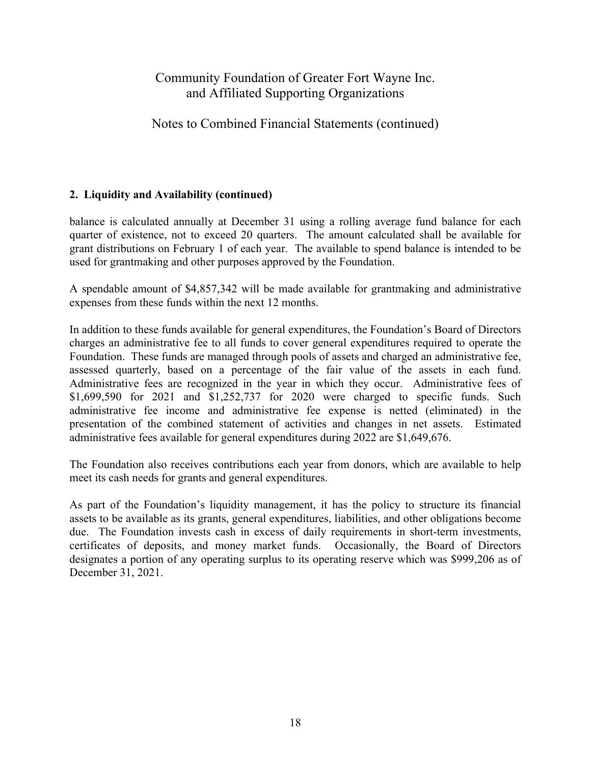## 2. Liquidity and Availability (continued)

balance is calculated annually at December 31 using a rolling average fund balance for each quarter of existence, not to exceed 20 quarters. The amount calculated shall be available for grant distributions on February 1 of each year. The available to spend balance is intended to be used for grantmaking and other purposes approved by the Foundation.

A spendable amount of $4,857,342 will be made available for grantmaking and administrative expenses from these funds within the next 12 months.

In addition to these funds available for general expenditures, the Foundation's Board of Directors charges an administrative fee to all funds to cover general expenditures required to operate the Foundation. These funds are managed through pools of assets and charged an administrative fee, assessed quarterly, based on a percentage of the fair value of the assets in each fund. Administrative fees are recognized in the year in which they occur. Administrative fees of $1,699,590 for 2021 and $1,252,737 for 2020 were charged to specific funds. Such administrative fee income and administrative fee expense is netted (eliminated) in the presentation of the combined statement of activities and changes in net assets. Estimated administrative fees available for general expenditures during 2022 are $1,649,676.

The Foundation also receives contributions each year from donors, which are available to help meet its cash needs for grants and general expenditures.

As part of the Foundation's liquidity management, it has the policy to structure its financial assets to be available as its grants, general expenditures, liabilities, and other obligations become due. The Foundation invests cash in excess of daily requirements in short-term investments, certificates of deposits, and money market funds. Occasionally, the Board of Directors designates a portion of any operating surplus to its operating reserve which was $999,206 as of December 31, 2021.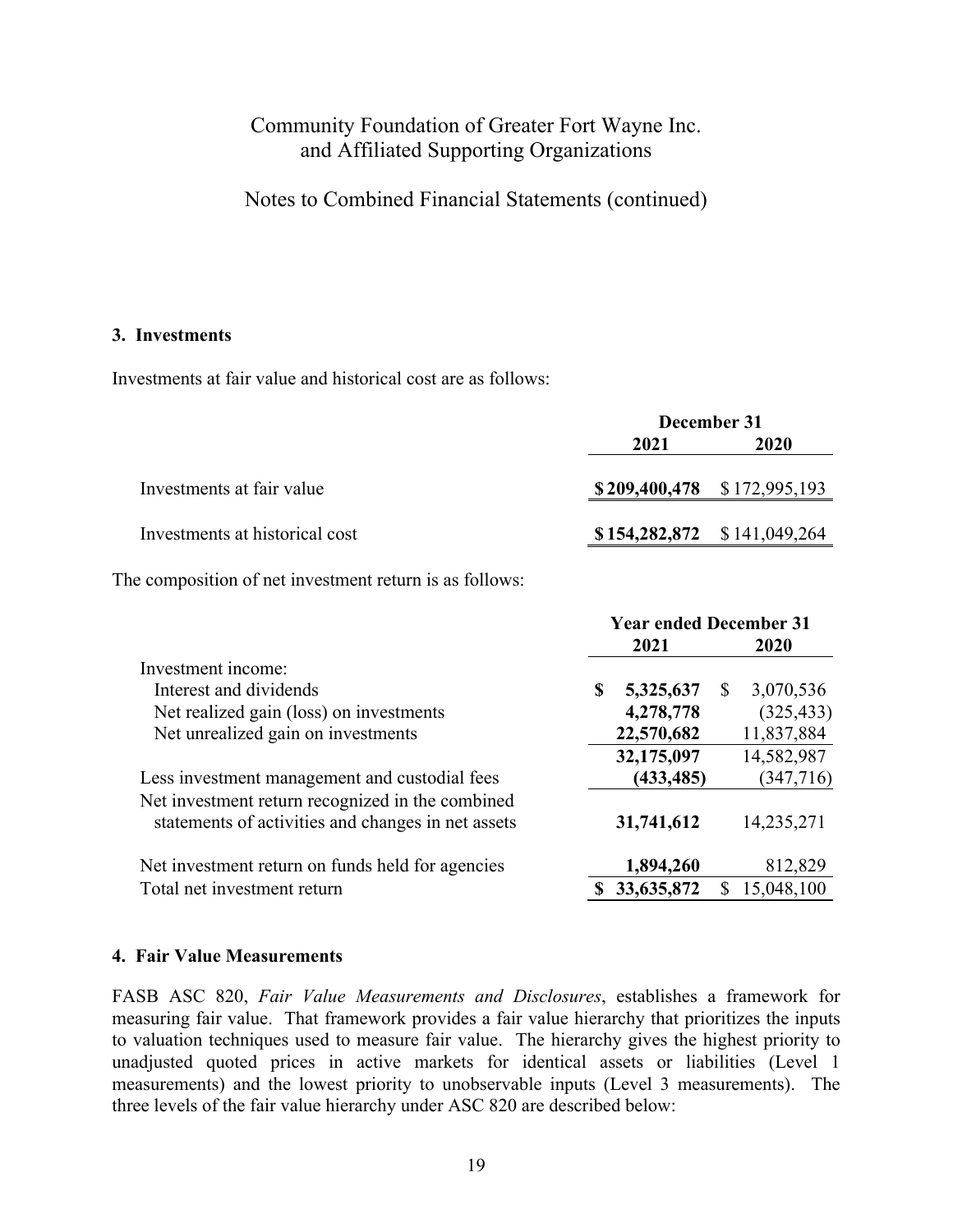Community Foundation of Greater Fort Wayne Inc.
and Affiliated Supporting Organizations

Notes to Combined Financial Statements (continued)

## 3. Investments

Investments at fair value and historical cost are as follows:

| | December 31 | |
|---|---|---|
| | **2021** | **2020** |
| Investments at fair value | **$ 209,400,478** | $ 172,995,193 |
| Investments at historical cost | **$ 154,282,872** | $ 141,049,264 |

The composition of net investment return is as follows:

| | Year ended December 31 | |
|---|---|---|
| | **2021** | **2020** |
| Investment income: | | |
| Interest and dividends | **$ 5,325,637** | $ 3,070,536 |
| Net realized gain (loss) on investments | **4,278,778** | (325,433) |
| Net unrealized gain on investments | **22,570,682** | 11,837,884 |
| | **32,175,097** | 14,582,987 |
| Less investment management and custodial fees | **(433,485)** | (347,716) |
| Net investment return recognized in the combined statements of activities and changes in net assets | **31,741,612** | 14,235,271 |
| Net investment return on funds held for agencies | **1,894,260** | 812,829 |
| Total net investment return | **$ 33,635,872** | $ 15,048,100 |

## 4. Fair Value Measurements

FASB ASC 820, *Fair Value Measurements and Disclosures*, establishes a framework for measuring fair value. That framework provides a fair value hierarchy that prioritizes the inputs to valuation techniques used to measure fair value. The hierarchy gives the highest priority to unadjusted quoted prices in active markets for identical assets or liabilities (Level 1 measurements) and the lowest priority to unobservable inputs (Level 3 measurements). The three levels of the fair value hierarchy under ASC 820 are described below: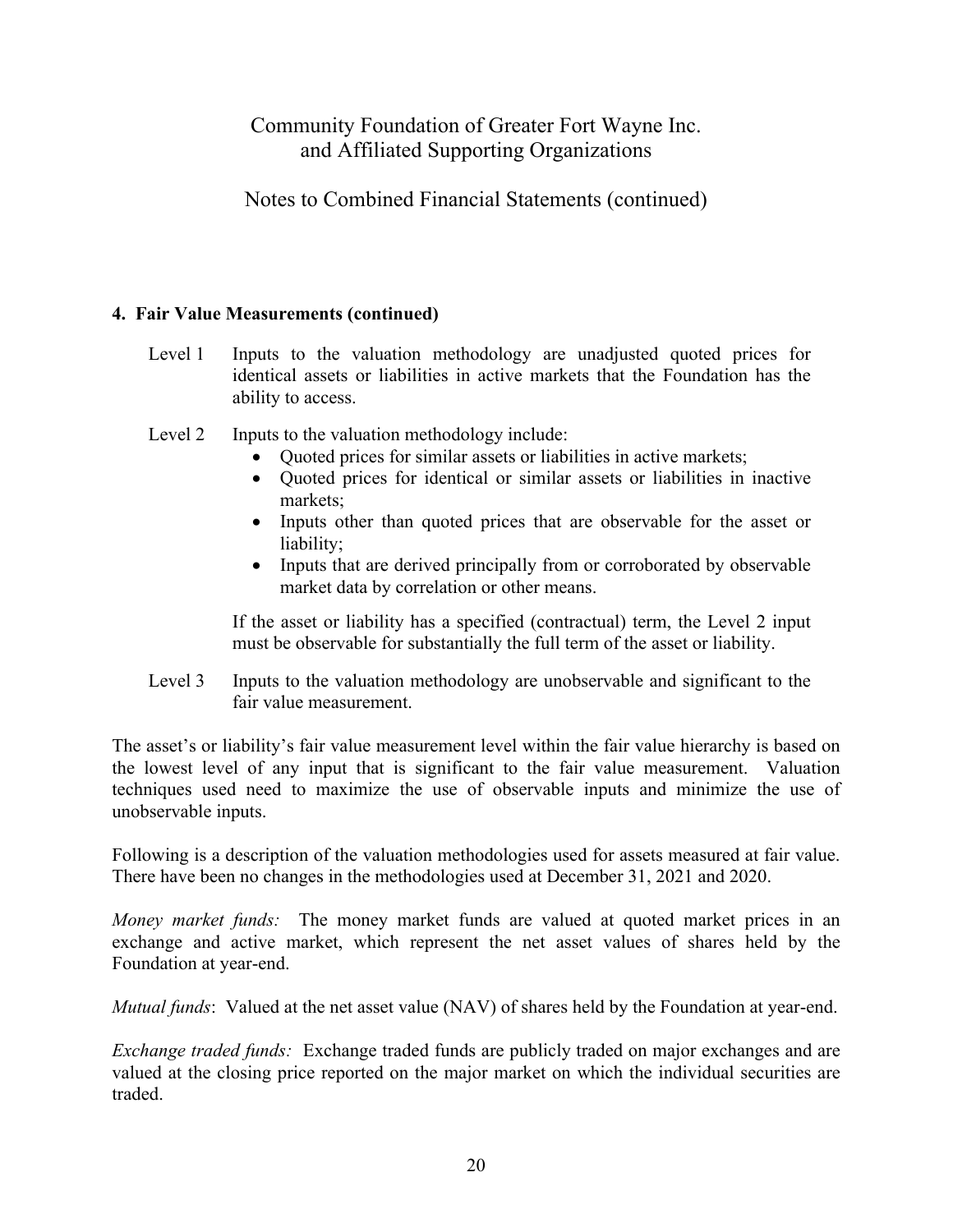### 4. Fair Value Measurements (continued)

Level 1 Inputs to the valuation methodology are unadjusted quoted prices for identical assets or liabilities in active markets that the Foundation has the ability to access.

Level 2 Inputs to the valuation methodology include:

- Quoted prices for similar assets or liabilities in active markets;
- Quoted prices for identical or similar assets or liabilities in inactive markets;
- Inputs other than quoted prices that are observable for the asset or liability;
- Inputs that are derived principally from or corroborated by observable market data by correlation or other means.

If the asset or liability has a specified (contractual) term, the Level 2 input must be observable for substantially the full term of the asset or liability.

Level 3 Inputs to the valuation methodology are unobservable and significant to the fair value measurement.

The asset's or liability's fair value measurement level within the fair value hierarchy is based on the lowest level of any input that is significant to the fair value measurement. Valuation techniques used need to maximize the use of observable inputs and minimize the use of unobservable inputs.

Following is a description of the valuation methodologies used for assets measured at fair value. There have been no changes in the methodologies used at December 31, 2021 and 2020.

*Money market funds:* The money market funds are valued at quoted market prices in an exchange and active market, which represent the net asset values of shares held by the Foundation at year-end.

*Mutual funds*: Valued at the net asset value (NAV) of shares held by the Foundation at year-end.

*Exchange traded funds:* Exchange traded funds are publicly traded on major exchanges and are valued at the closing price reported on the major market on which the individual securities are traded.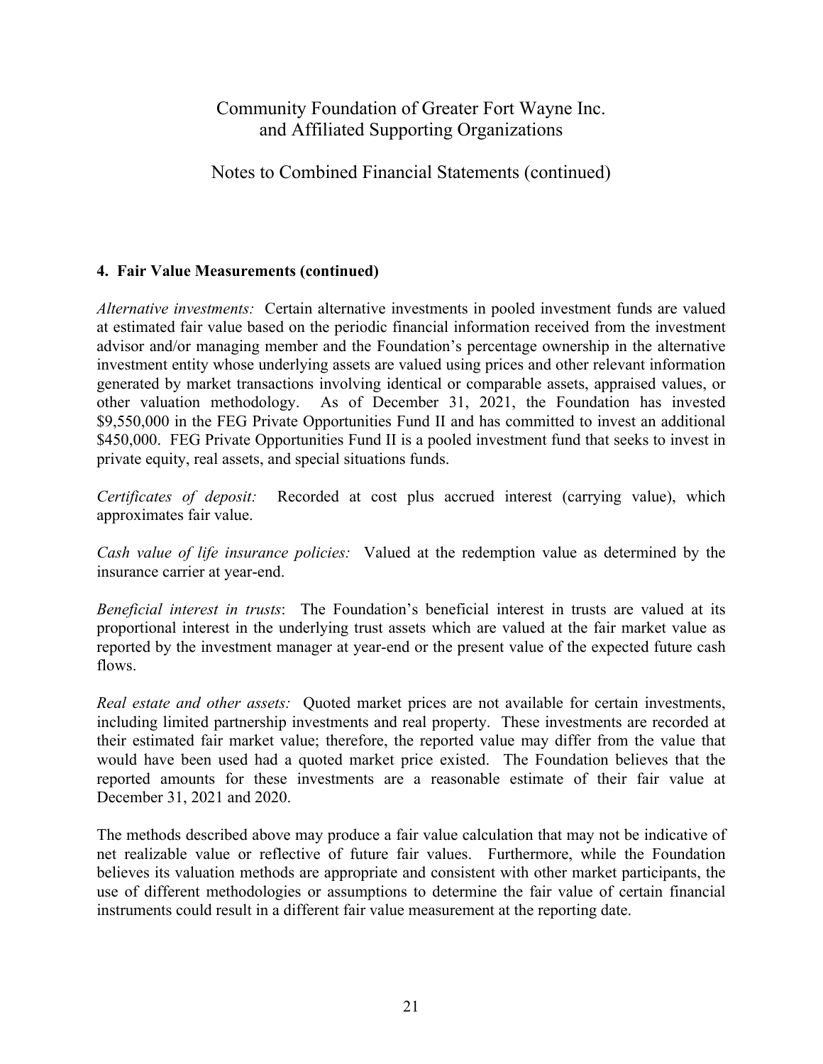### 4. Fair Value Measurements (continued)

*Alternative investments:* Certain alternative investments in pooled investment funds are valued at estimated fair value based on the periodic financial information received from the investment advisor and/or managing member and the Foundation's percentage ownership in the alternative investment entity whose underlying assets are valued using prices and other relevant information generated by market transactions involving identical or comparable assets, appraised values, or other valuation methodology. As of December 31, 2021, the Foundation has invested $9,550,000 in the FEG Private Opportunities Fund II and has committed to invest an additional $450,000. FEG Private Opportunities Fund II is a pooled investment fund that seeks to invest in private equity, real assets, and special situations funds.

*Certificates of deposit:* Recorded at cost plus accrued interest (carrying value), which approximates fair value.

*Cash value of life insurance policies:* Valued at the redemption value as determined by the insurance carrier at year-end.

*Beneficial interest in trusts*: The Foundation's beneficial interest in trusts are valued at its proportional interest in the underlying trust assets which are valued at the fair market value as reported by the investment manager at year-end or the present value of the expected future cash flows.

*Real estate and other assets:* Quoted market prices are not available for certain investments, including limited partnership investments and real property. These investments are recorded at their estimated fair market value; therefore, the reported value may differ from the value that would have been used had a quoted market price existed. The Foundation believes that the reported amounts for these investments are a reasonable estimate of their fair value at December 31, 2021 and 2020.

The methods described above may produce a fair value calculation that may not be indicative of net realizable value or reflective of future fair values. Furthermore, while the Foundation believes its valuation methods are appropriate and consistent with other market participants, the use of different methodologies or assumptions to determine the fair value of certain financial instruments could result in a different fair value measurement at the reporting date.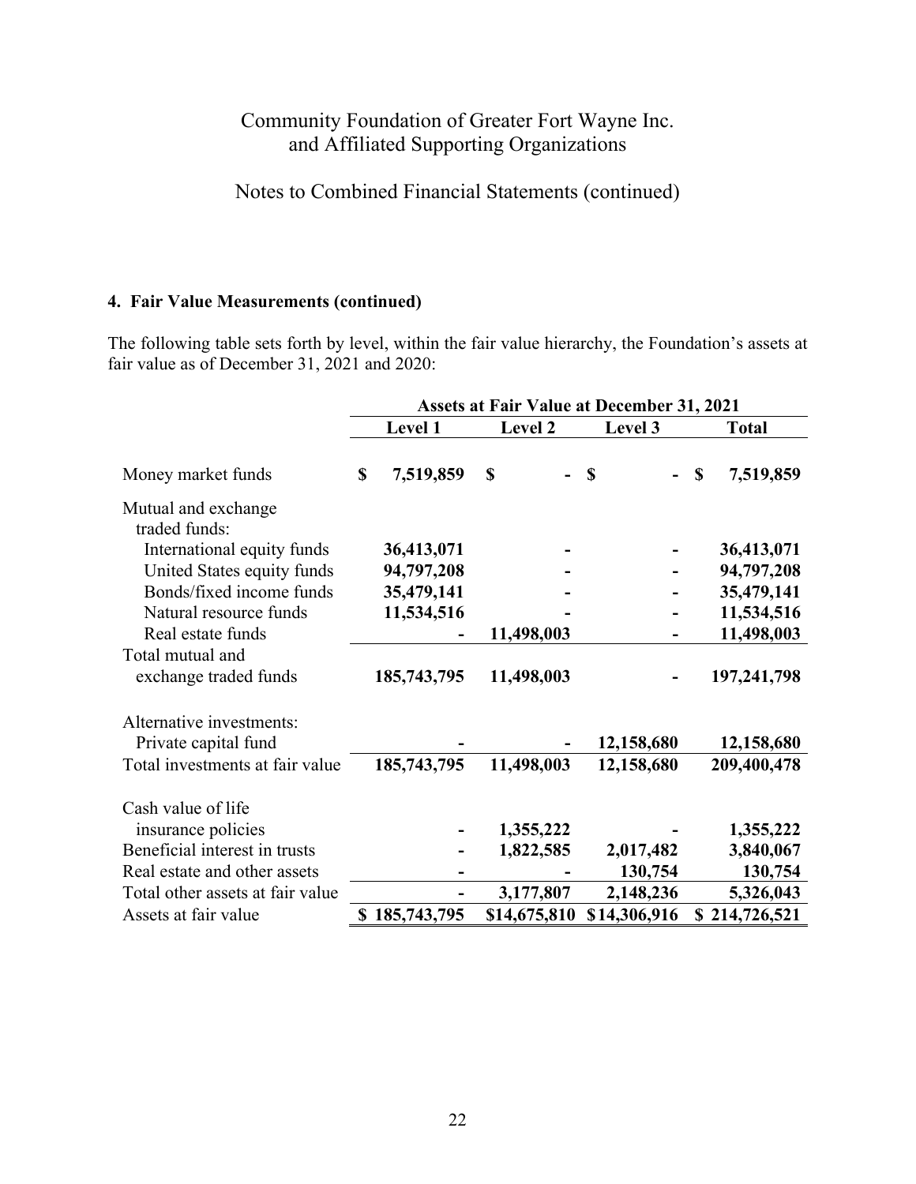Community Foundation of Greater Fort Wayne Inc.
and Affiliated Supporting Organizations

Notes to Combined Financial Statements (continued)

### 4. Fair Value Measurements (continued)

The following table sets forth by level, within the fair value hierarchy, the Foundation's assets at fair value as of December 31, 2021 and 2020:

| | Assets at Fair Value at December 31, 2021 | | | |
|---|---|---|---|---|
| | **Level 1** | **Level 2** | **Level 3** | **Total** |
| Money market funds | $ 7,519,859 | $ - | $ - | $ 7,519,859 |
| Mutual and exchange traded funds: | | | | |
| International equity funds | 36,413,071 | - | - | 36,413,071 |
| United States equity funds | 94,797,208 | - | - | 94,797,208 |
| Bonds/fixed income funds | 35,479,141 | - | - | 35,479,141 |
| Natural resource funds | 11,534,516 | - | - | 11,534,516 |
| Real estate funds | - | 11,498,003 | - | 11,498,003 |
| Total mutual and exchange traded funds | 185,743,795 | 11,498,003 | - | 197,241,798 |
| Alternative investments: | | | | |
| Private capital fund | - | - | 12,158,680 | 12,158,680 |
| Total investments at fair value | 185,743,795 | 11,498,003 | 12,158,680 | 209,400,478 |
| Cash value of life insurance policies | - | 1,355,222 | - | 1,355,222 |
| Beneficial interest in trusts | - | 1,822,585 | 2,017,482 | 3,840,067 |
| Real estate and other assets | - | - | 130,754 | 130,754 |
| Total other assets at fair value | - | 3,177,807 | 2,148,236 | 5,326,043 |
| Assets at fair value | $ 185,743,795 | $14,675,810 | $14,306,916 | $ 214,726,521 |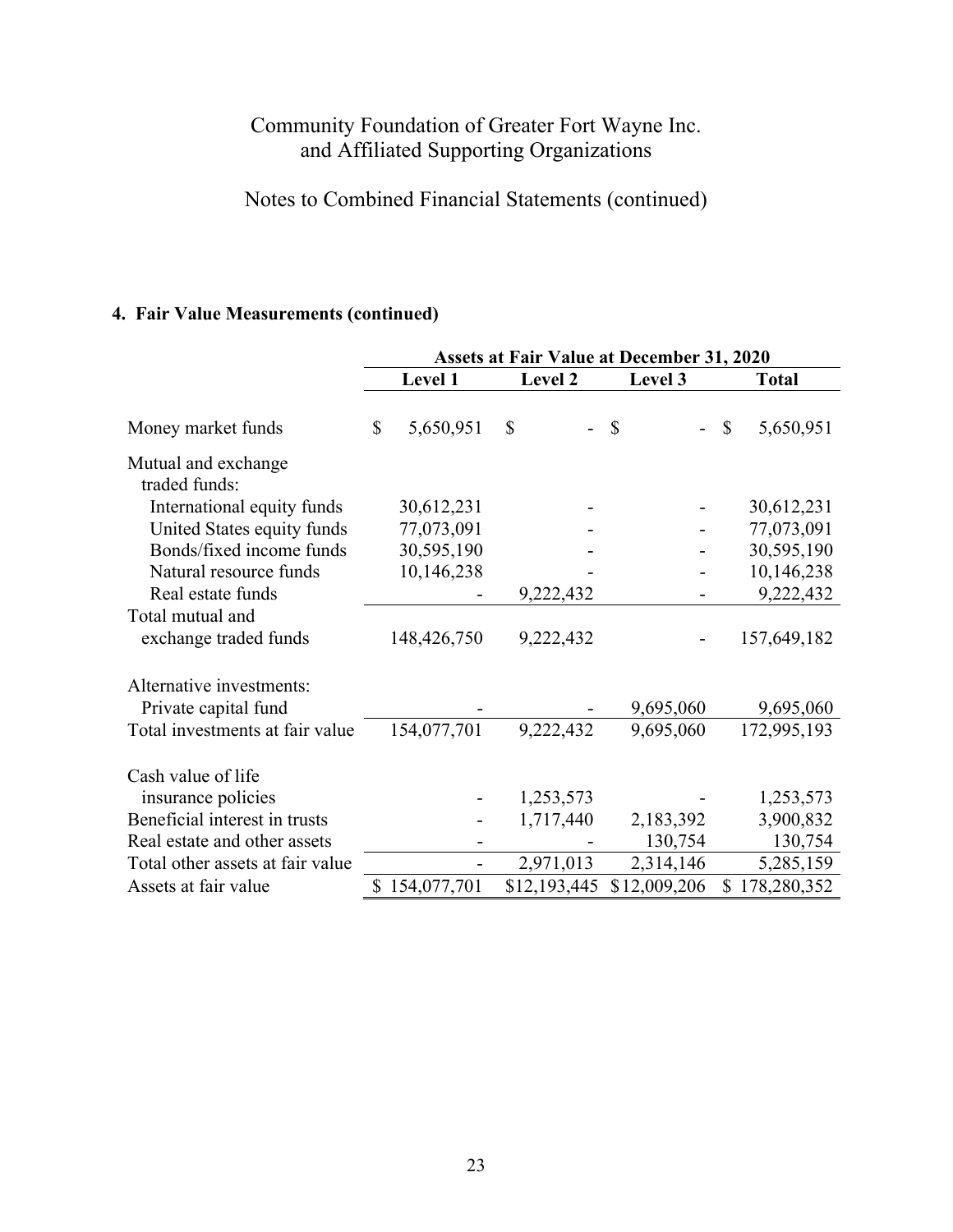Community Foundation of Greater Fort Wayne Inc.
and Affiliated Supporting Organizations

Notes to Combined Financial Statements (continued)

## 4. Fair Value Measurements (continued)

| | Assets at Fair Value at December 31, 2020 | | | |
|---|---|---|---|---|
| | Level 1 | Level 2 | Level 3 | Total |
| Money market funds | $ 5,650,951 | $ - | $ - | $ 5,650,951 |
| Mutual and exchange traded funds: | | | | |
| International equity funds | 30,612,231 | - | - | 30,612,231 |
| United States equity funds | 77,073,091 | - | - | 77,073,091 |
| Bonds/fixed income funds | 30,595,190 | - | - | 30,595,190 |
| Natural resource funds | 10,146,238 | - | - | 10,146,238 |
| Real estate funds | - | 9,222,432 | - | 9,222,432 |
| Total mutual and exchange traded funds | 148,426,750 | 9,222,432 | - | 157,649,182 |
| Alternative investments: | | | | |
| Private capital fund | - | - | 9,695,060 | 9,695,060 |
| Total investments at fair value | 154,077,701 | 9,222,432 | 9,695,060 | 172,995,193 |
| Cash value of life insurance policies | - | 1,253,573 | - | 1,253,573 |
| Beneficial interest in trusts | - | 1,717,440 | 2,183,392 | 3,900,832 |
| Real estate and other assets | - | - | 130,754 | 130,754 |
| Total other assets at fair value | - | 2,971,013 | 2,314,146 | 5,285,159 |
| Assets at fair value | $ 154,077,701 | $12,193,445 | $12,009,206 | $ 178,280,352 |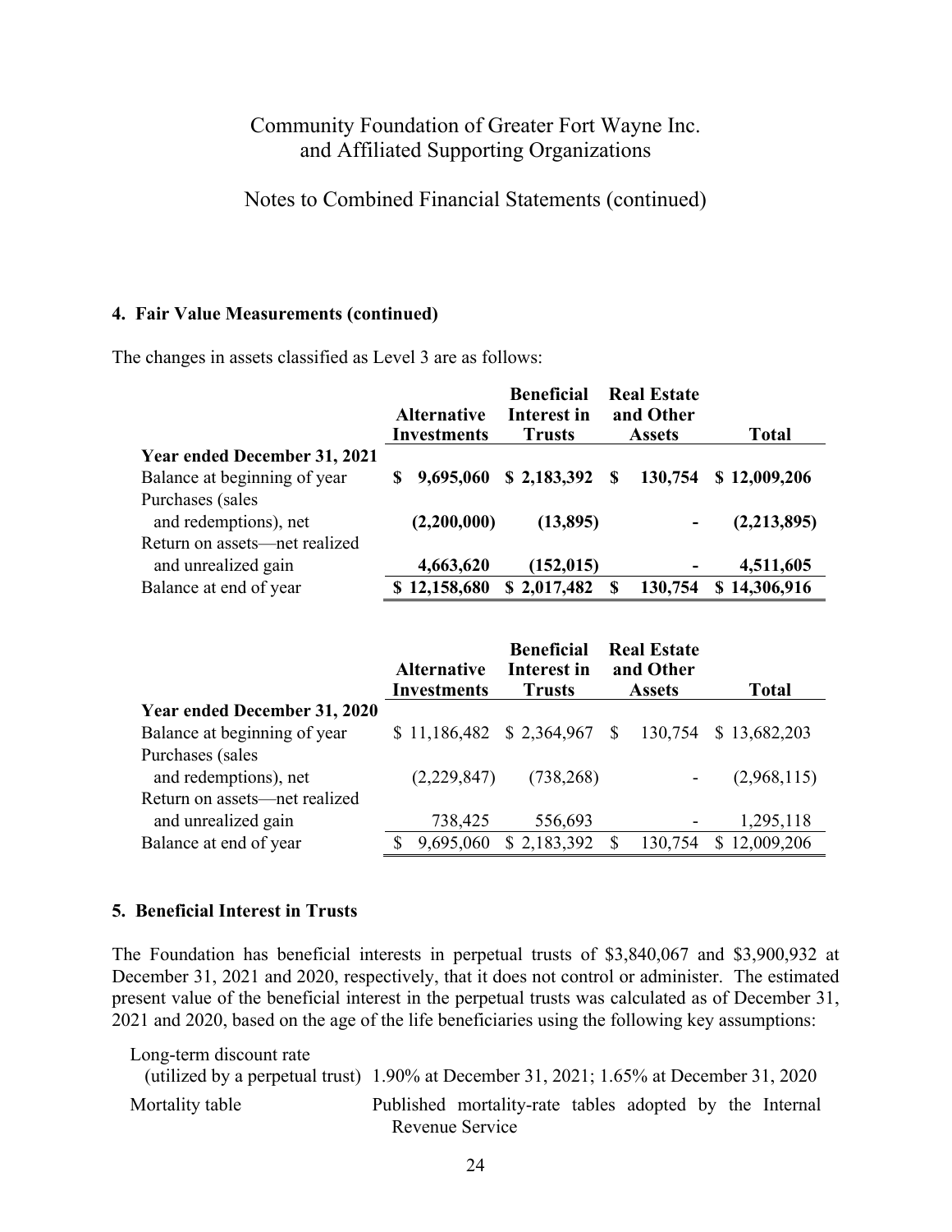## 4. Fair Value Measurements (continued)

The changes in assets classified as Level 3 are as follows:

| | Alternative Investments | Beneficial Interest in Trusts | Real Estate and Other Assets | Total |
|---|---|---|---|---|
| **Year ended December 31, 2021** | | | | |
| Balance at beginning of year | **$ 9,695,060** | **$ 2,183,392** | **$ 130,754** | **$ 12,009,206** |
| Purchases (sales and redemptions), net | **(2,200,000)** | **(13,895)** | **-** | **(2,213,895)** |
| Return on assets—net realized and unrealized gain | **4,663,620** | **(152,015)** | **-** | **4,511,605** |
| Balance at end of year | **$ 12,158,680** | **$ 2,017,482** | **$ 130,754** | **$ 14,306,916** |

| | Alternative Investments | Beneficial Interest in Trusts | Real Estate and Other Assets | Total |
|---|---|---|---|---|
| **Year ended December 31, 2020** | | | | |
| Balance at beginning of year | $ 11,186,482 | $ 2,364,967 | $ 130,754 | $ 13,682,203 |
| Purchases (sales and redemptions), net | (2,229,847) | (738,268) | - | (2,968,115) |
| Return on assets—net realized and unrealized gain | 738,425 | 556,693 | - | 1,295,118 |
| Balance at end of year | $ 9,695,060 | $ 2,183,392 | $ 130,754 | $ 12,009,206 |

## 5. Beneficial Interest in Trusts

The Foundation has beneficial interests in perpetual trusts of $3,840,067 and $3,900,932 at December 31, 2021 and 2020, respectively, that it does not control or administer. The estimated present value of the beneficial interest in the perpetual trusts was calculated as of December 31, 2021 and 2020, based on the age of the life beneficiaries using the following key assumptions:

| | |
|---|---|
| Long-term discount rate (utilized by a perpetual trust) | 1.90% at December 31, 2021; 1.65% at December 31, 2020 |
| Mortality table | Published mortality-rate tables adopted by the Internal Revenue Service |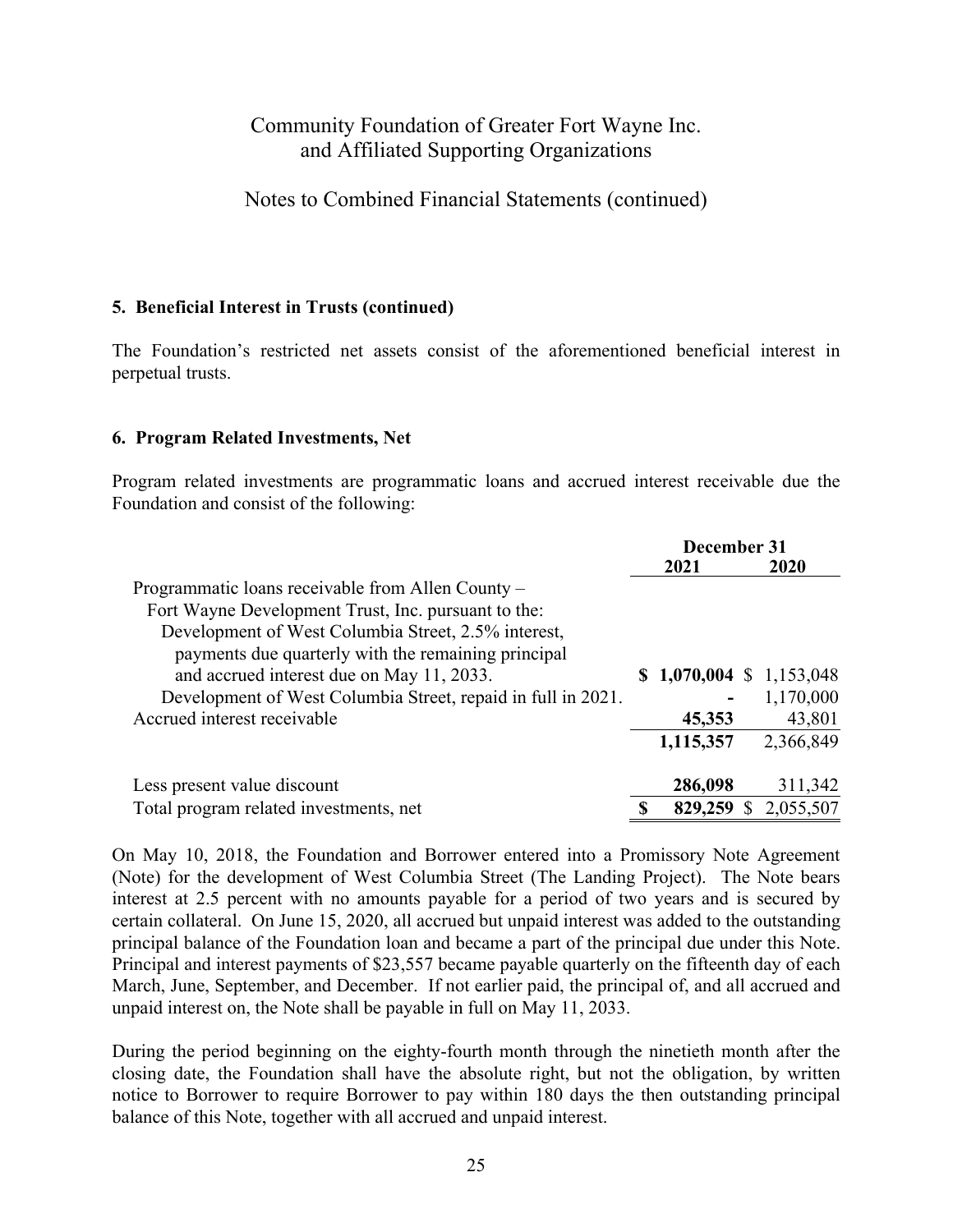Community Foundation of Greater Fort Wayne Inc.
and Affiliated Supporting Organizations

Notes to Combined Financial Statements (continued)

#### 5. Beneficial Interest in Trusts (continued)

The Foundation's restricted net assets consist of the aforementioned beneficial interest in perpetual trusts.

#### 6. Program Related Investments, Net

Program related investments are programmatic loans and accrued interest receivable due the Foundation and consist of the following:

| | December 31 2021 | 2020 |
|---|---|---|
| Programmatic loans receivable from Allen County – Fort Wayne Development Trust, Inc. pursuant to the: | | |
| Development of West Columbia Street, 2.5% interest, payments due quarterly with the remaining principal and accrued interest due on May 11, 2033. | **$ 1,070,004** | $ 1,153,048 |
| Development of West Columbia Street, repaid in full in 2021. | **-** | 1,170,000 |
| Accrued interest receivable | **45,353** | 43,801 |
| | **1,115,357** | 2,366,849 |
| Less present value discount | **286,098** | 311,342 |
| Total program related investments, net | **$ 829,259** | $ 2,055,507 |

On May 10, 2018, the Foundation and Borrower entered into a Promissory Note Agreement (Note) for the development of West Columbia Street (The Landing Project). The Note bears interest at 2.5 percent with no amounts payable for a period of two years and is secured by certain collateral. On June 15, 2020, all accrued but unpaid interest was added to the outstanding principal balance of the Foundation loan and became a part of the principal due under this Note. Principal and interest payments of $23,557 became payable quarterly on the fifteenth day of each March, June, September, and December. If not earlier paid, the principal of, and all accrued and unpaid interest on, the Note shall be payable in full on May 11, 2033.

During the period beginning on the eighty-fourth month through the ninetieth month after the closing date, the Foundation shall have the absolute right, but not the obligation, by written notice to Borrower to require Borrower to pay within 180 days the then outstanding principal balance of this Note, together with all accrued and unpaid interest.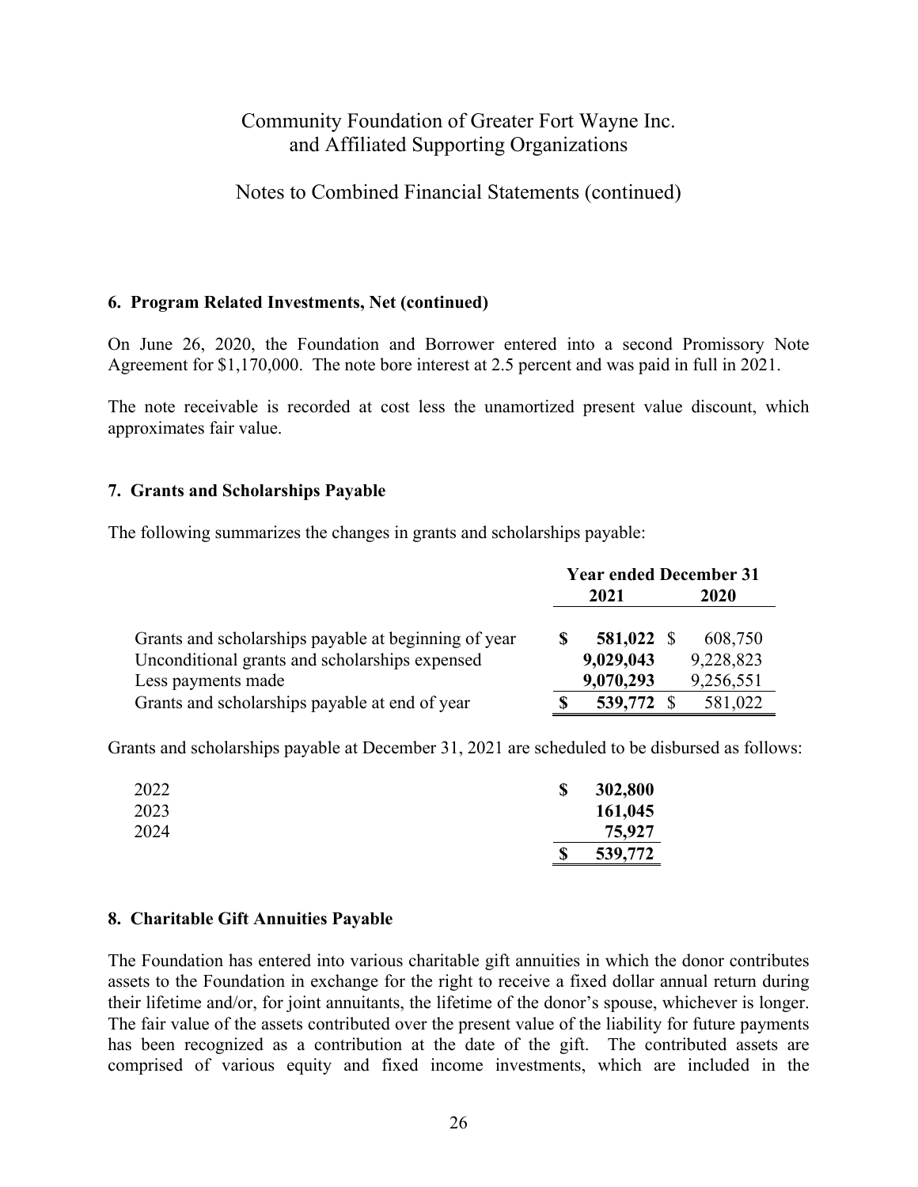## 6. Program Related Investments, Net (continued)

On June 26, 2020, the Foundation and Borrower entered into a second Promissory Note Agreement for $1,170,000. The note bore interest at 2.5 percent and was paid in full in 2021.

The note receivable is recorded at cost less the unamortized present value discount, which approximates fair value.

## 7. Grants and Scholarships Payable

The following summarizes the changes in grants and scholarships payable:

| | Year ended December 31 | |
|---|---|---|
| | **2021** | **2020** |
| Grants and scholarships payable at beginning of year | **$ 581,022** | $ 608,750 |
| Unconditional grants and scholarships expensed | **9,029,043** | 9,228,823 |
| Less payments made | **9,070,293** | 9,256,551 |
| Grants and scholarships payable at end of year | **$ 539,772** | $ 581,022 |

Grants and scholarships payable at December 31, 2021 are scheduled to be disbursed as follows:

| | |
|---|---|
| 2022 | **$ 302,800** |
| 2023 | **161,045** |
| 2024 | **75,927** |
| | **$ 539,772** |

## 8. Charitable Gift Annuities Payable

The Foundation has entered into various charitable gift annuities in which the donor contributes assets to the Foundation in exchange for the right to receive a fixed dollar annual return during their lifetime and/or, for joint annuitants, the lifetime of the donor's spouse, whichever is longer. The fair value of the assets contributed over the present value of the liability for future payments has been recognized as a contribution at the date of the gift. The contributed assets are comprised of various equity and fixed income investments, which are included in the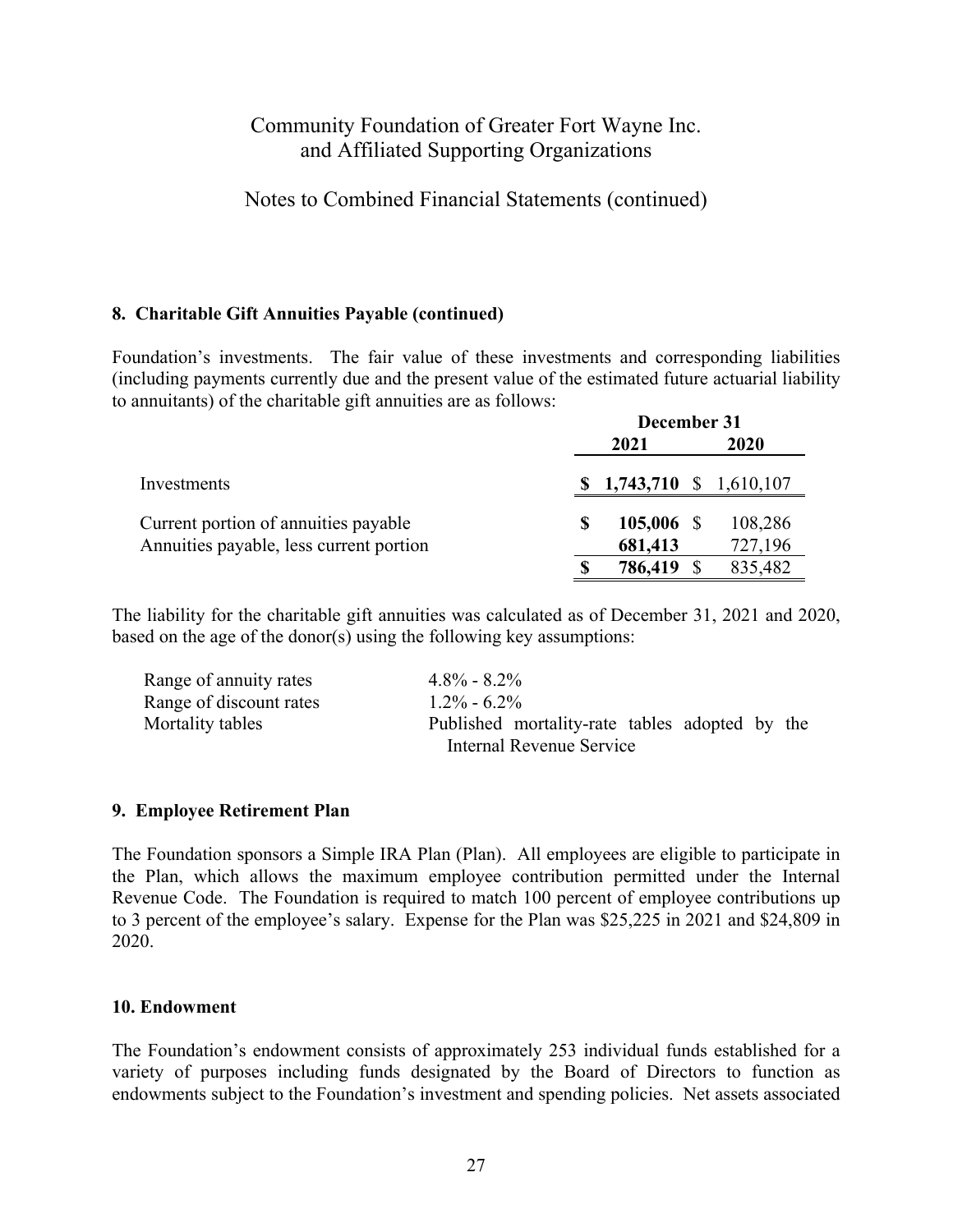## 8. Charitable Gift Annuities Payable (continued)

Foundation's investments. The fair value of these investments and corresponding liabilities (including payments currently due and the present value of the estimated future actuarial liability to annuitants) of the charitable gift annuities are as follows:

| | December 31 | |
|---|---|---|
| | **2021** | **2020** |
| Investments | **$ 1,743,710** | $ 1,610,107 |
| Current portion of annuities payable | **$ 105,006** | $ 108,286 |
| Annuities payable, less current portion | **681,413** | 727,196 |
| | **$ 786,419** | $ 835,482 |

The liability for the charitable gift annuities was calculated as of December 31, 2021 and 2020, based on the age of the donor(s) using the following key assumptions:

| | |
|---|---|
| Range of annuity rates | 4.8% - 8.2% |
| Range of discount rates | 1.2% - 6.2% |
| Mortality tables | Published mortality-rate tables adopted by the Internal Revenue Service |

## 9. Employee Retirement Plan

The Foundation sponsors a Simple IRA Plan (Plan). All employees are eligible to participate in the Plan, which allows the maximum employee contribution permitted under the Internal Revenue Code. The Foundation is required to match 100 percent of employee contributions up to 3 percent of the employee's salary. Expense for the Plan was $25,225 in 2021 and $24,809 in 2020.

## 10. Endowment

The Foundation's endowment consists of approximately 253 individual funds established for a variety of purposes including funds designated by the Board of Directors to function as endowments subject to the Foundation's investment and spending policies. Net assets associated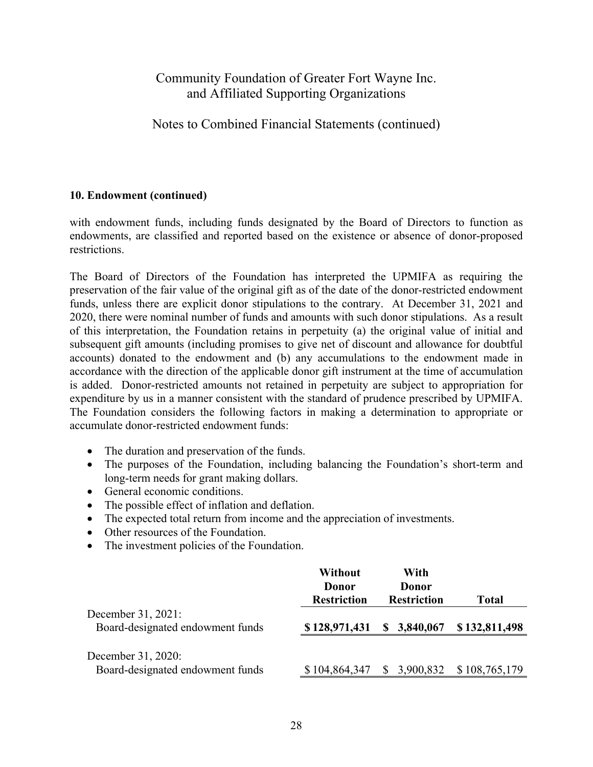Community Foundation of Greater Fort Wayne Inc.
and Affiliated Supporting Organizations

Notes to Combined Financial Statements (continued)

**10. Endowment (continued)**

with endowment funds, including funds designated by the Board of Directors to function as endowments, are classified and reported based on the existence or absence of donor-proposed restrictions.

The Board of Directors of the Foundation has interpreted the UPMIFA as requiring the preservation of the fair value of the original gift as of the date of the donor-restricted endowment funds, unless there are explicit donor stipulations to the contrary. At December 31, 2021 and 2020, there were nominal number of funds and amounts with such donor stipulations. As a result of this interpretation, the Foundation retains in perpetuity (a) the original value of initial and subsequent gift amounts (including promises to give net of discount and allowance for doubtful accounts) donated to the endowment and (b) any accumulations to the endowment made in accordance with the direction of the applicable donor gift instrument at the time of accumulation is added. Donor-restricted amounts not retained in perpetuity are subject to appropriation for expenditure by us in a manner consistent with the standard of prudence prescribed by UPMIFA. The Foundation considers the following factors in making a determination to appropriate or accumulate donor-restricted endowment funds:

- The duration and preservation of the funds.
- The purposes of the Foundation, including balancing the Foundation's short-term and long-term needs for grant making dollars.
- General economic conditions.
- The possible effect of inflation and deflation.
- The expected total return from income and the appreciation of investments.
- Other resources of the Foundation.
- The investment policies of the Foundation.

| | Without Donor Restriction | With Donor Restriction | Total |
|---|---|---|---|
| December 31, 2021: | | | |
| Board-designated endowment funds | **$ 128,971,431** | **$ 3,840,067** | **$ 132,811,498** |
| December 31, 2020: | | | |
| Board-designated endowment funds | $ 104,864,347 | $ 3,900,832 | $ 108,765,179 |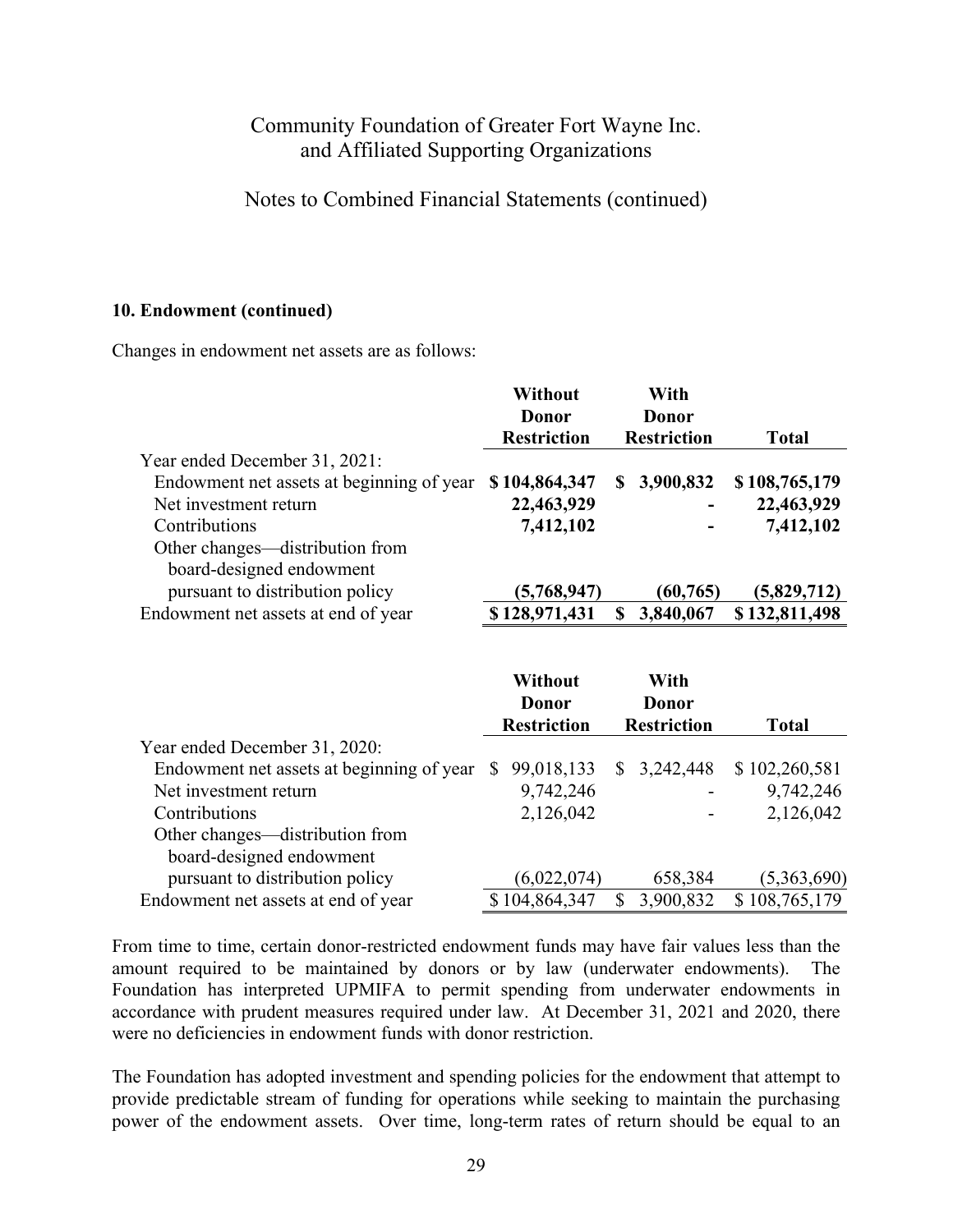**10. Endowment (continued)**

Changes in endowment net assets are as follows:

| | Without Donor Restriction | With Donor Restriction | Total |
|---|---|---|---|
| Year ended December 31, 2021: | | | |
| Endowment net assets at beginning of year | **$ 104,864,347** | **$ 3,900,832** | **$ 108,765,179** |
| Net investment return | **22,463,929** | **-** | **22,463,929** |
| Contributions | **7,412,102** | **-** | **7,412,102** |
| Other changes—distribution from board-designed endowment pursuant to distribution policy | **(5,768,947)** | **(60,765)** | **(5,829,712)** |
| Endowment net assets at end of year | **$ 128,971,431** | **$ 3,840,067** | **$ 132,811,498** |

| | Without Donor Restriction | With Donor Restriction | Total |
|---|---|---|---|
| Year ended December 31, 2020: | | | |
| Endowment net assets at beginning of year | $ 99,018,133 | $ 3,242,448 | $ 102,260,581 |
| Net investment return | 9,742,246 | - | 9,742,246 |
| Contributions | 2,126,042 | - | 2,126,042 |
| Other changes—distribution from board-designed endowment pursuant to distribution policy | (6,022,074) | 658,384 | (5,363,690) |
| Endowment net assets at end of year | $ 104,864,347 | $ 3,900,832 | $ 108,765,179 |

From time to time, certain donor-restricted endowment funds may have fair values less than the amount required to be maintained by donors or by law (underwater endowments). The Foundation has interpreted UPMIFA to permit spending from underwater endowments in accordance with prudent measures required under law. At December 31, 2021 and 2020, there were no deficiencies in endowment funds with donor restriction.

The Foundation has adopted investment and spending policies for the endowment that attempt to provide predictable stream of funding for operations while seeking to maintain the purchasing power of the endowment assets. Over time, long-term rates of return should be equal to an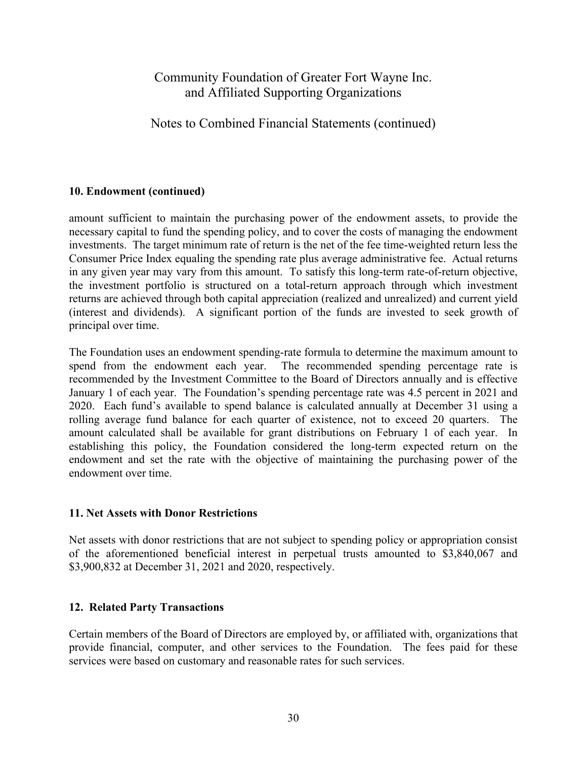## 10. Endowment (continued)

amount sufficient to maintain the purchasing power of the endowment assets, to provide the necessary capital to fund the spending policy, and to cover the costs of managing the endowment investments. The target minimum rate of return is the net of the fee time-weighted return less the Consumer Price Index equaling the spending rate plus average administrative fee. Actual returns in any given year may vary from this amount. To satisfy this long-term rate-of-return objective, the investment portfolio is structured on a total-return approach through which investment returns are achieved through both capital appreciation (realized and unrealized) and current yield (interest and dividends). A significant portion of the funds are invested to seek growth of principal over time.

The Foundation uses an endowment spending-rate formula to determine the maximum amount to spend from the endowment each year. The recommended spending percentage rate is recommended by the Investment Committee to the Board of Directors annually and is effective January 1 of each year. The Foundation's spending percentage rate was 4.5 percent in 2021 and 2020. Each fund's available to spend balance is calculated annually at December 31 using a rolling average fund balance for each quarter of existence, not to exceed 20 quarters. The amount calculated shall be available for grant distributions on February 1 of each year. In establishing this policy, the Foundation considered the long-term expected return on the endowment and set the rate with the objective of maintaining the purchasing power of the endowment over time.

## 11. Net Assets with Donor Restrictions

Net assets with donor restrictions that are not subject to spending policy or appropriation consist of the aforementioned beneficial interest in perpetual trusts amounted to $3,840,067 and $3,900,832 at December 31, 2021 and 2020, respectively.

## 12. Related Party Transactions

Certain members of the Board of Directors are employed by, or affiliated with, organizations that provide financial, computer, and other services to the Foundation. The fees paid for these services were based on customary and reasonable rates for such services.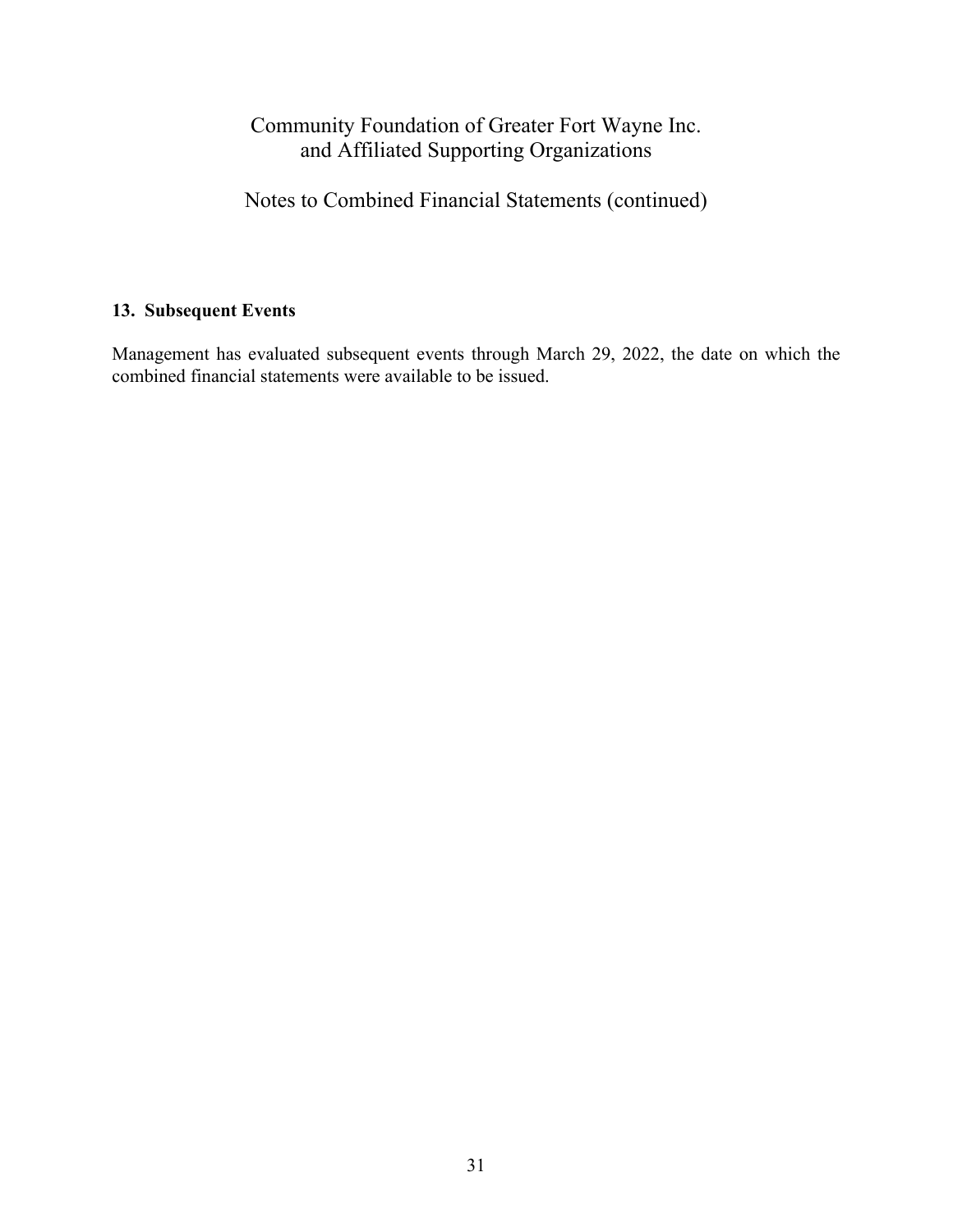### 13. Subsequent Events

Management has evaluated subsequent events through March 29, 2022, the date on which the combined financial statements were available to be issued.